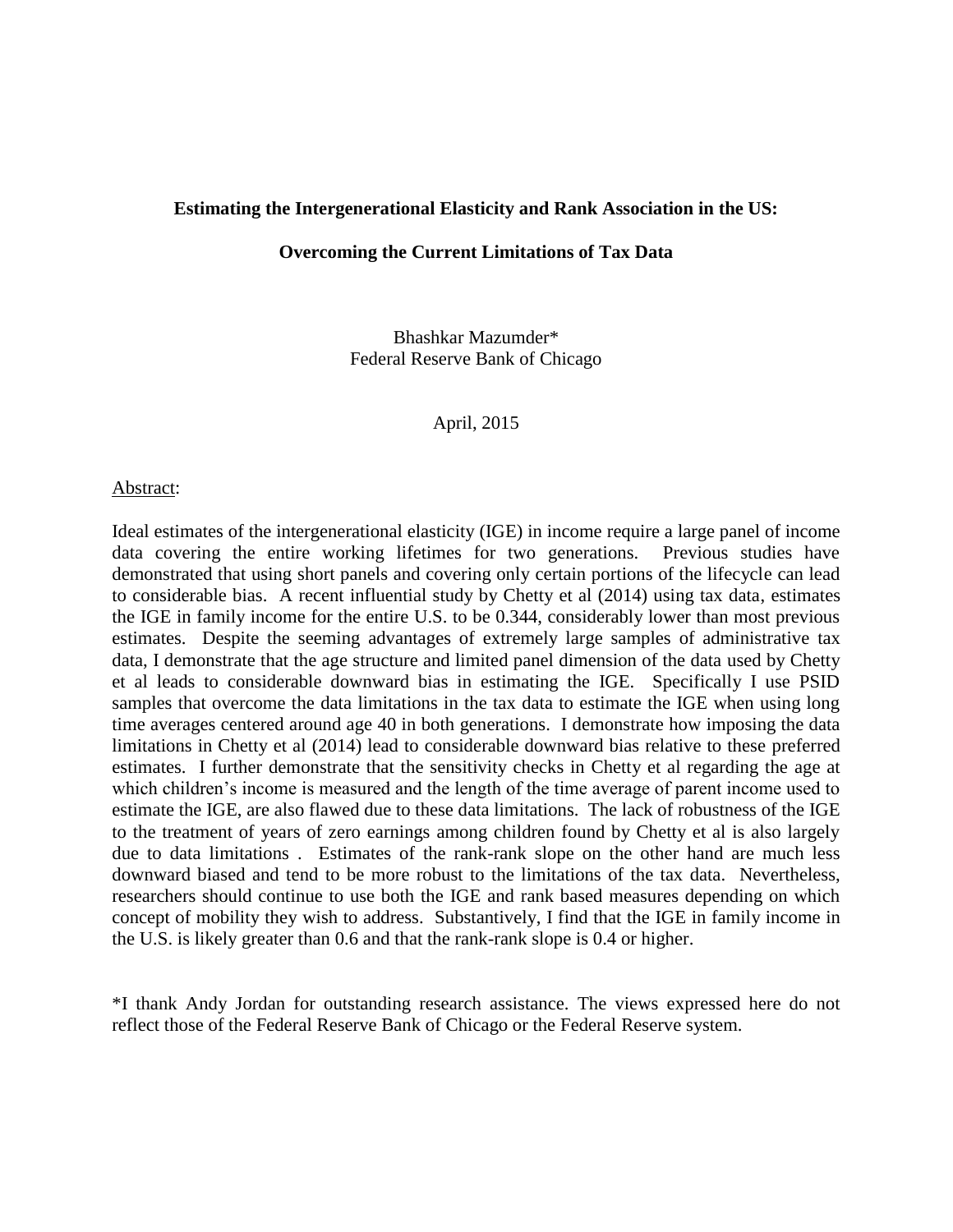# Estimating the Intergenerational Elasticity and Rank Association in the US:

## Overcoming the Current Limitations of Tax Data

Bhashkar Mazumder*
Federal Reserve Bank of Chicago

April, 2015

Abstract:

Ideal estimates of the intergenerational elasticity (IGE) in income require a large panel of income data covering the entire working lifetimes for two generations. Previous studies have demonstrated that using short panels and covering only certain portions of the lifecycle can lead to considerable bias. A recent influential study by Chetty et al (2014) using tax data, estimates the IGE in family income for the entire U.S. to be 0.344, considerably lower than most previous estimates. Despite the seeming advantages of extremely large samples of administrative tax data, I demonstrate that the age structure and limited panel dimension of the data used by Chetty et al leads to considerable downward bias in estimating the IGE. Specifically I use PSID samples that overcome the data limitations in the tax data to estimate the IGE when using long time averages centered around age 40 in both generations. I demonstrate how imposing the data limitations in Chetty et al (2014) lead to considerable downward bias relative to these preferred estimates. I further demonstrate that the sensitivity checks in Chetty et al regarding the age at which children's income is measured and the length of the time average of parent income used to estimate the IGE, are also flawed due to these data limitations. The lack of robustness of the IGE to the treatment of years of zero earnings among children found by Chetty et al is also largely due to data limitations . Estimates of the rank-rank slope on the other hand are much less downward biased and tend to be more robust to the limitations of the tax data. Nevertheless, researchers should continue to use both the IGE and rank based measures depending on which concept of mobility they wish to address. Substantively, I find that the IGE in family income in the U.S. is likely greater than 0.6 and that the rank-rank slope is 0.4 or higher.

*I thank Andy Jordan for outstanding research assistance. The views expressed here do not reflect those of the Federal Reserve Bank of Chicago or the Federal Reserve system.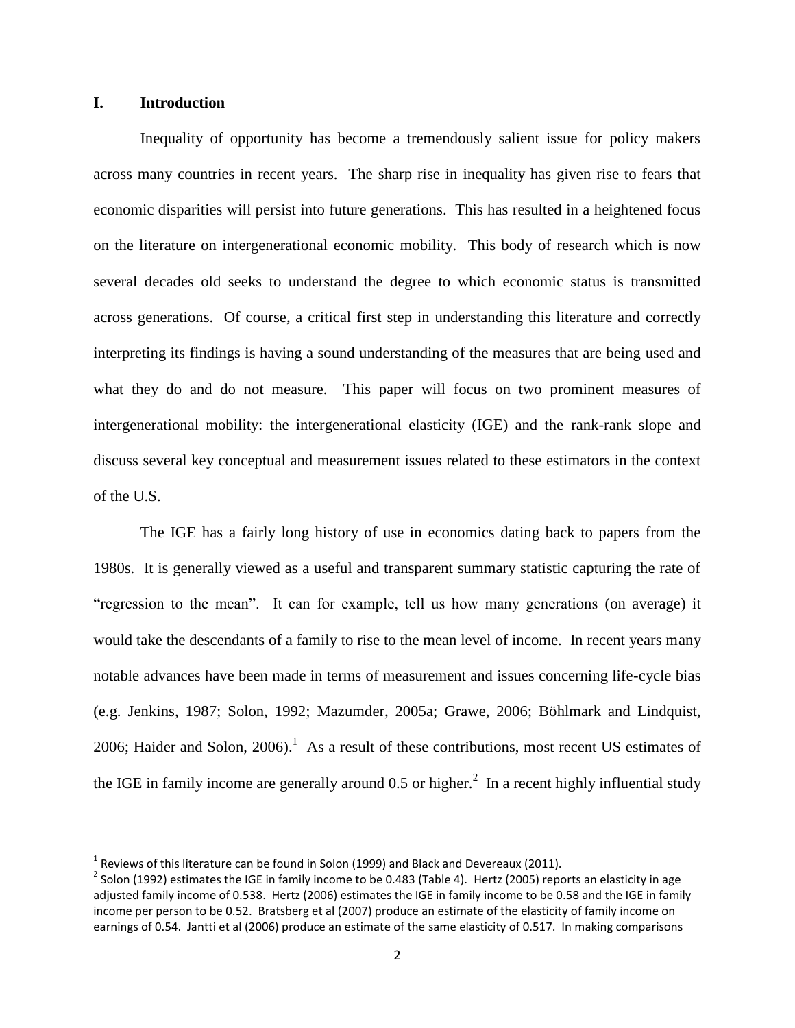## I. Introduction

Inequality of opportunity has become a tremendously salient issue for policy makers across many countries in recent years. The sharp rise in inequality has given rise to fears that economic disparities will persist into future generations. This has resulted in a heightened focus on the literature on intergenerational economic mobility. This body of research which is now several decades old seeks to understand the degree to which economic status is transmitted across generations. Of course, a critical first step in understanding this literature and correctly interpreting its findings is having a sound understanding of the measures that are being used and what they do and do not measure. This paper will focus on two prominent measures of intergenerational mobility: the intergenerational elasticity (IGE) and the rank-rank slope and discuss several key conceptual and measurement issues related to these estimators in the context of the U.S.

The IGE has a fairly long history of use in economics dating back to papers from the 1980s. It is generally viewed as a useful and transparent summary statistic capturing the rate of "regression to the mean". It can for example, tell us how many generations (on average) it would take the descendants of a family to rise to the mean level of income. In recent years many notable advances have been made in terms of measurement and issues concerning life-cycle bias (e.g. Jenkins, 1987; Solon, 1992; Mazumder, 2005a; Grawe, 2006; Böhlmark and Lindquist, 2006; Haider and Solon, 2006).[1] As a result of these contributions, most recent US estimates of the IGE in family income are generally around 0.5 or higher.[2] In a recent highly influential study

[1] Reviews of this literature can be found in Solon (1999) and Black and Devereaux (2011).

[2] Solon (1992) estimates the IGE in family income to be 0.483 (Table 4). Hertz (2005) reports an elasticity in age adjusted family income of 0.538. Hertz (2006) estimates the IGE in family income to be 0.58 and the IGE in family income per person to be 0.52. Bratsberg et al (2007) produce an estimate of the elasticity of family income on earnings of 0.54. Jantti et al (2006) produce an estimate of the same elasticity of 0.517. In making comparisons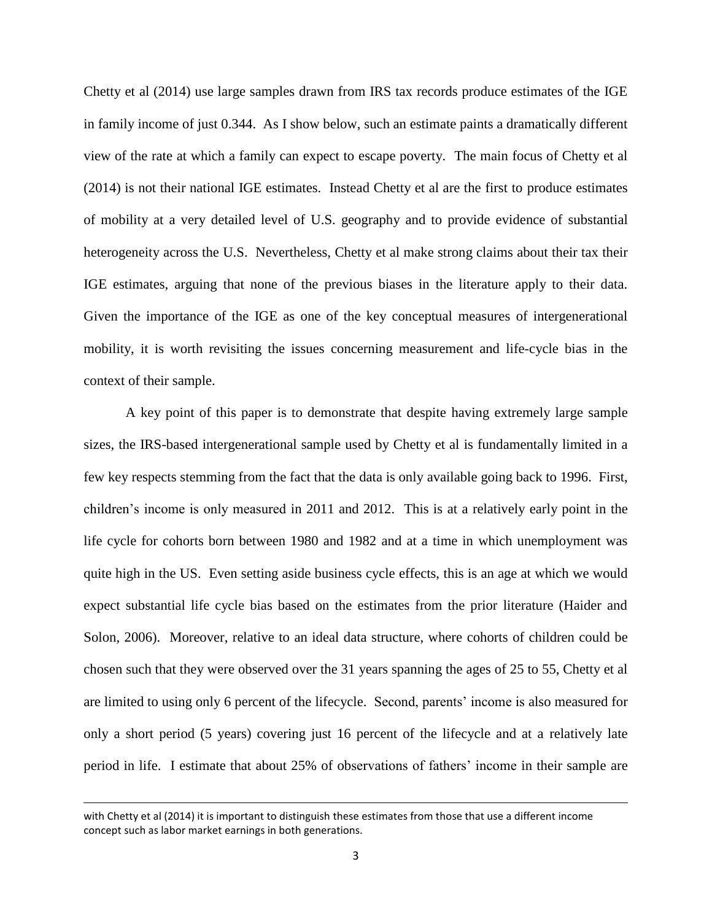Chetty et al (2014) use large samples drawn from IRS tax records produce estimates of the IGE in family income of just 0.344. As I show below, such an estimate paints a dramatically different view of the rate at which a family can expect to escape poverty. The main focus of Chetty et al (2014) is not their national IGE estimates. Instead Chetty et al are the first to produce estimates of mobility at a very detailed level of U.S. geography and to provide evidence of substantial heterogeneity across the U.S. Nevertheless, Chetty et al make strong claims about their tax their IGE estimates, arguing that none of the previous biases in the literature apply to their data. Given the importance of the IGE as one of the key conceptual measures of intergenerational mobility, it is worth revisiting the issues concerning measurement and life-cycle bias in the context of their sample.

A key point of this paper is to demonstrate that despite having extremely large sample sizes, the IRS-based intergenerational sample used by Chetty et al is fundamentally limited in a few key respects stemming from the fact that the data is only available going back to 1996. First, children's income is only measured in 2011 and 2012. This is at a relatively early point in the life cycle for cohorts born between 1980 and 1982 and at a time in which unemployment was quite high in the US. Even setting aside business cycle effects, this is an age at which we would expect substantial life cycle bias based on the estimates from the prior literature (Haider and Solon, 2006). Moreover, relative to an ideal data structure, where cohorts of children could be chosen such that they were observed over the 31 years spanning the ages of 25 to 55, Chetty et al are limited to using only 6 percent of the lifecycle. Second, parents' income is also measured for only a short period (5 years) covering just 16 percent of the lifecycle and at a relatively late period in life. I estimate that about 25% of observations of fathers' income in their sample are

---

with Chetty et al (2014) it is important to distinguish these estimates from those that use a different income concept such as labor market earnings in both generations.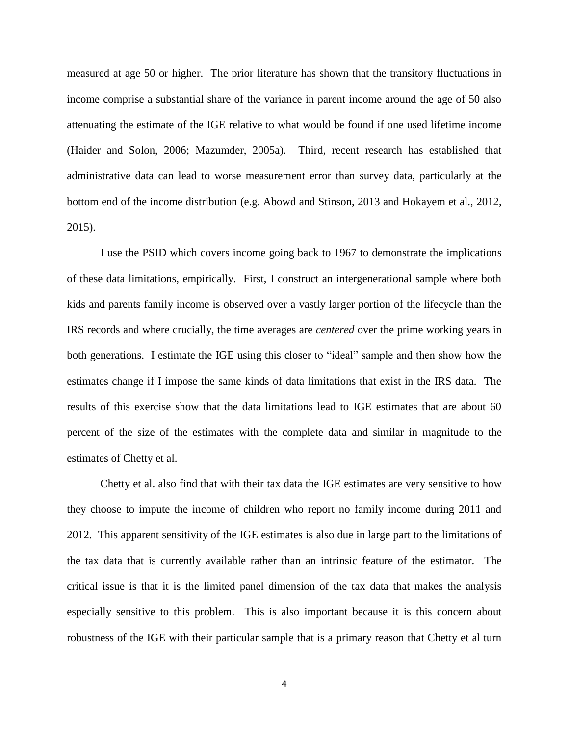measured at age 50 or higher. The prior literature has shown that the transitory fluctuations in income comprise a substantial share of the variance in parent income around the age of 50 also attenuating the estimate of the IGE relative to what would be found if one used lifetime income (Haider and Solon, 2006; Mazumder, 2005a). Third, recent research has established that administrative data can lead to worse measurement error than survey data, particularly at the bottom end of the income distribution (e.g. Abowd and Stinson, 2013 and Hokayem et al., 2012, 2015).

I use the PSID which covers income going back to 1967 to demonstrate the implications of these data limitations, empirically. First, I construct an intergenerational sample where both kids and parents family income is observed over a vastly larger portion of the lifecycle than the IRS records and where crucially, the time averages are *centered* over the prime working years in both generations. I estimate the IGE using this closer to "ideal" sample and then show how the estimates change if I impose the same kinds of data limitations that exist in the IRS data. The results of this exercise show that the data limitations lead to IGE estimates that are about 60 percent of the size of the estimates with the complete data and similar in magnitude to the estimates of Chetty et al.

Chetty et al. also find that with their tax data the IGE estimates are very sensitive to how they choose to impute the income of children who report no family income during 2011 and 2012. This apparent sensitivity of the IGE estimates is also due in large part to the limitations of the tax data that is currently available rather than an intrinsic feature of the estimator. The critical issue is that it is the limited panel dimension of the tax data that makes the analysis especially sensitive to this problem. This is also important because it is this concern about robustness of the IGE with their particular sample that is a primary reason that Chetty et al turn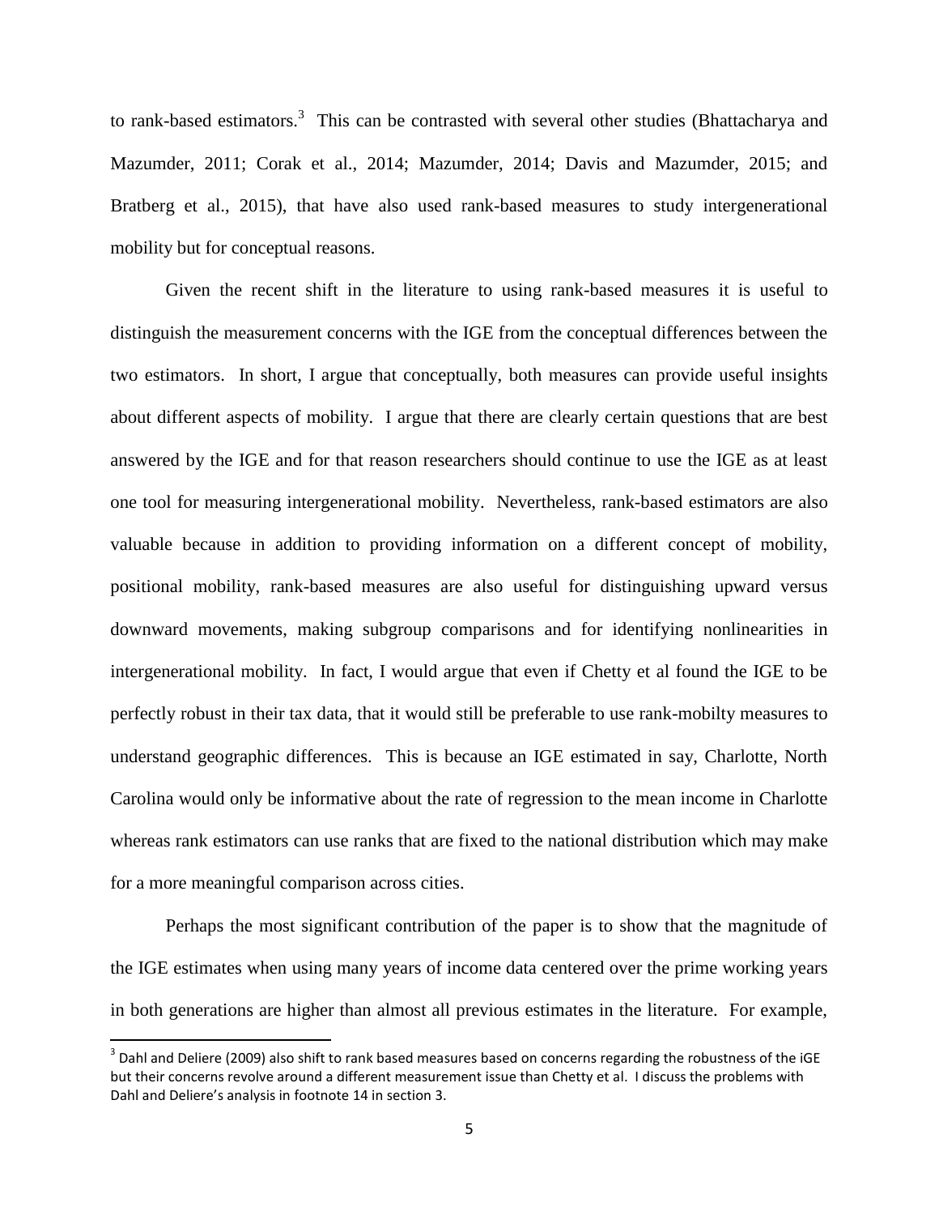to rank-based estimators.[3] This can be contrasted with several other studies (Bhattacharya and Mazumder, 2011; Corak et al., 2014; Mazumder, 2014; Davis and Mazumder, 2015; and Bratberg et al., 2015), that have also used rank-based measures to study intergenerational mobility but for conceptual reasons.

Given the recent shift in the literature to using rank-based measures it is useful to distinguish the measurement concerns with the IGE from the conceptual differences between the two estimators. In short, I argue that conceptually, both measures can provide useful insights about different aspects of mobility. I argue that there are clearly certain questions that are best answered by the IGE and for that reason researchers should continue to use the IGE as at least one tool for measuring intergenerational mobility. Nevertheless, rank-based estimators are also valuable because in addition to providing information on a different concept of mobility, positional mobility, rank-based measures are also useful for distinguishing upward versus downward movements, making subgroup comparisons and for identifying nonlinearities in intergenerational mobility. In fact, I would argue that even if Chetty et al found the IGE to be perfectly robust in their tax data, that it would still be preferable to use rank-mobilty measures to understand geographic differences. This is because an IGE estimated in say, Charlotte, North Carolina would only be informative about the rate of regression to the mean income in Charlotte whereas rank estimators can use ranks that are fixed to the national distribution which may make for a more meaningful comparison across cities.

Perhaps the most significant contribution of the paper is to show that the magnitude of the IGE estimates when using many years of income data centered over the prime working years in both generations are higher than almost all previous estimates in the literature. For example,

[3] Dahl and Deliere (2009) also shift to rank based measures based on concerns regarding the robustness of the iGE but their concerns revolve around a different measurement issue than Chetty et al. I discuss the problems with Dahl and Deliere's analysis in footnote 14 in section 3.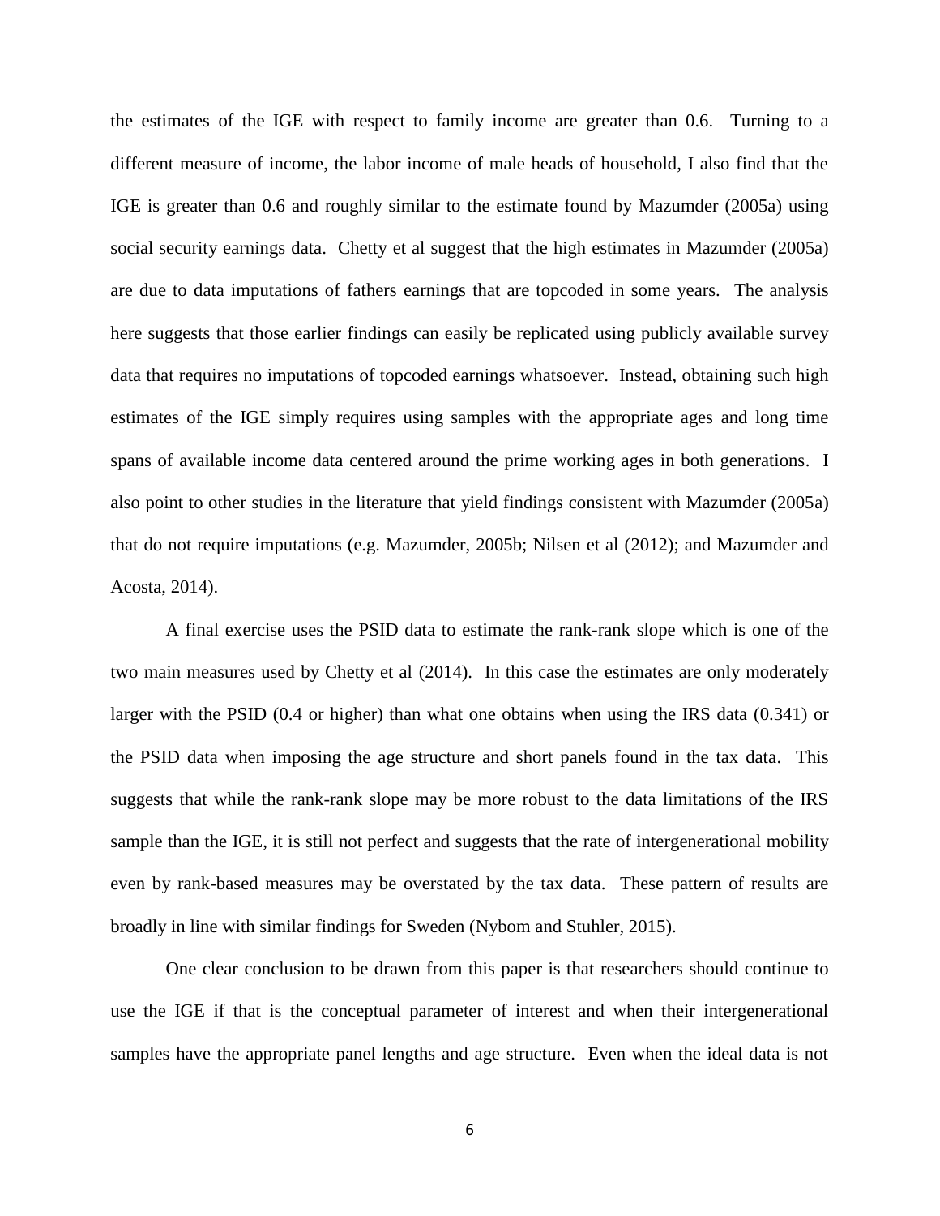the estimates of the IGE with respect to family income are greater than 0.6. Turning to a different measure of income, the labor income of male heads of household, I also find that the IGE is greater than 0.6 and roughly similar to the estimate found by Mazumder (2005a) using social security earnings data. Chetty et al suggest that the high estimates in Mazumder (2005a) are due to data imputations of fathers earnings that are topcoded in some years. The analysis here suggests that those earlier findings can easily be replicated using publicly available survey data that requires no imputations of topcoded earnings whatsoever. Instead, obtaining such high estimates of the IGE simply requires using samples with the appropriate ages and long time spans of available income data centered around the prime working ages in both generations. I also point to other studies in the literature that yield findings consistent with Mazumder (2005a) that do not require imputations (e.g. Mazumder, 2005b; Nilsen et al (2012); and Mazumder and Acosta, 2014).

A final exercise uses the PSID data to estimate the rank-rank slope which is one of the two main measures used by Chetty et al (2014). In this case the estimates are only moderately larger with the PSID (0.4 or higher) than what one obtains when using the IRS data (0.341) or the PSID data when imposing the age structure and short panels found in the tax data. This suggests that while the rank-rank slope may be more robust to the data limitations of the IRS sample than the IGE, it is still not perfect and suggests that the rate of intergenerational mobility even by rank-based measures may be overstated by the tax data. These pattern of results are broadly in line with similar findings for Sweden (Nybom and Stuhler, 2015).

One clear conclusion to be drawn from this paper is that researchers should continue to use the IGE if that is the conceptual parameter of interest and when their intergenerational samples have the appropriate panel lengths and age structure. Even when the ideal data is not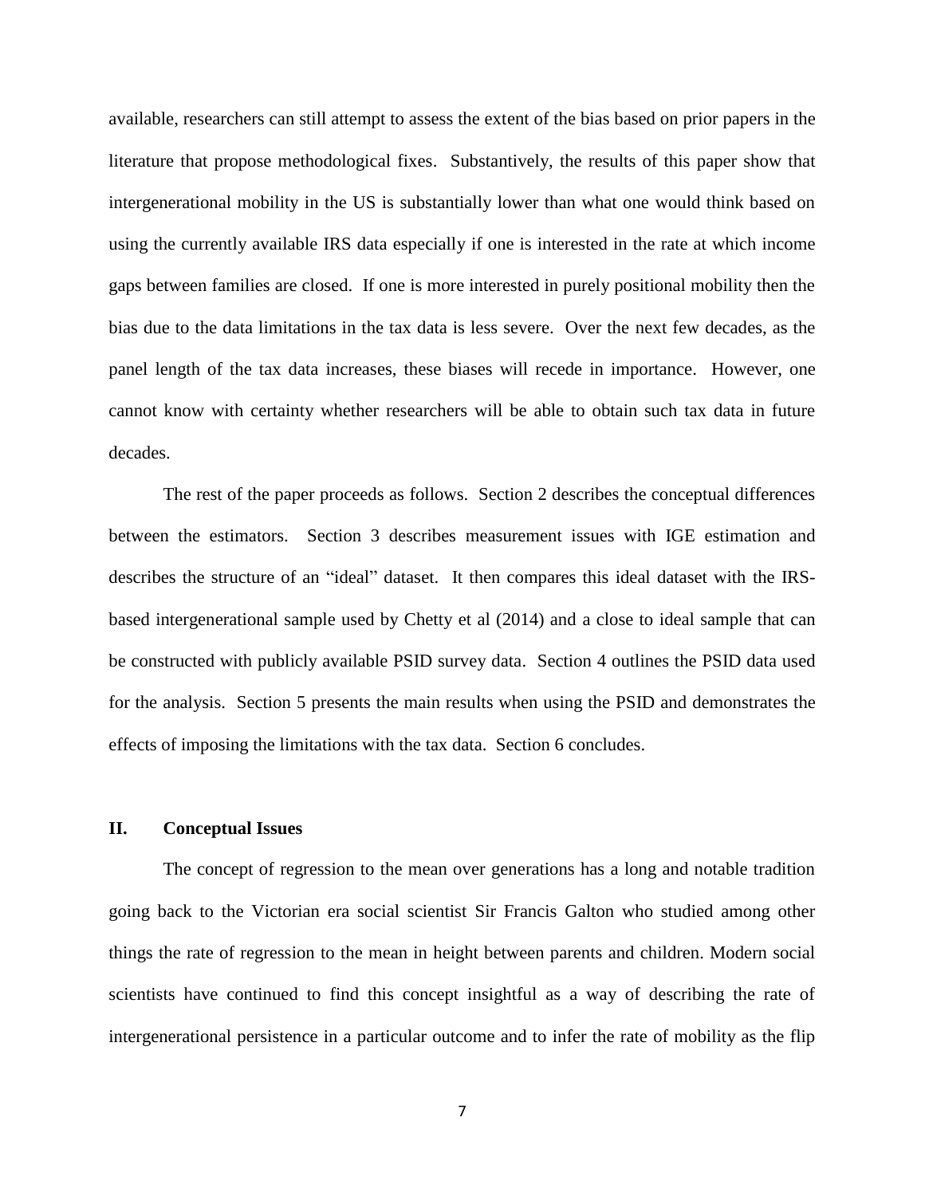available, researchers can still attempt to assess the extent of the bias based on prior papers in the literature that propose methodological fixes. Substantively, the results of this paper show that intergenerational mobility in the US is substantially lower than what one would think based on using the currently available IRS data especially if one is interested in the rate at which income gaps between families are closed. If one is more interested in purely positional mobility then the bias due to the data limitations in the tax data is less severe. Over the next few decades, as the panel length of the tax data increases, these biases will recede in importance. However, one cannot know with certainty whether researchers will be able to obtain such tax data in future decades.

The rest of the paper proceeds as follows. Section 2 describes the conceptual differences between the estimators. Section 3 describes measurement issues with IGE estimation and describes the structure of an "ideal" dataset. It then compares this ideal dataset with the IRS-based intergenerational sample used by Chetty et al (2014) and a close to ideal sample that can be constructed with publicly available PSID survey data. Section 4 outlines the PSID data used for the analysis. Section 5 presents the main results when using the PSID and demonstrates the effects of imposing the limitations with the tax data. Section 6 concludes.

## II. Conceptual Issues

The concept of regression to the mean over generations has a long and notable tradition going back to the Victorian era social scientist Sir Francis Galton who studied among other things the rate of regression to the mean in height between parents and children. Modern social scientists have continued to find this concept insightful as a way of describing the rate of intergenerational persistence in a particular outcome and to infer the rate of mobility as the flip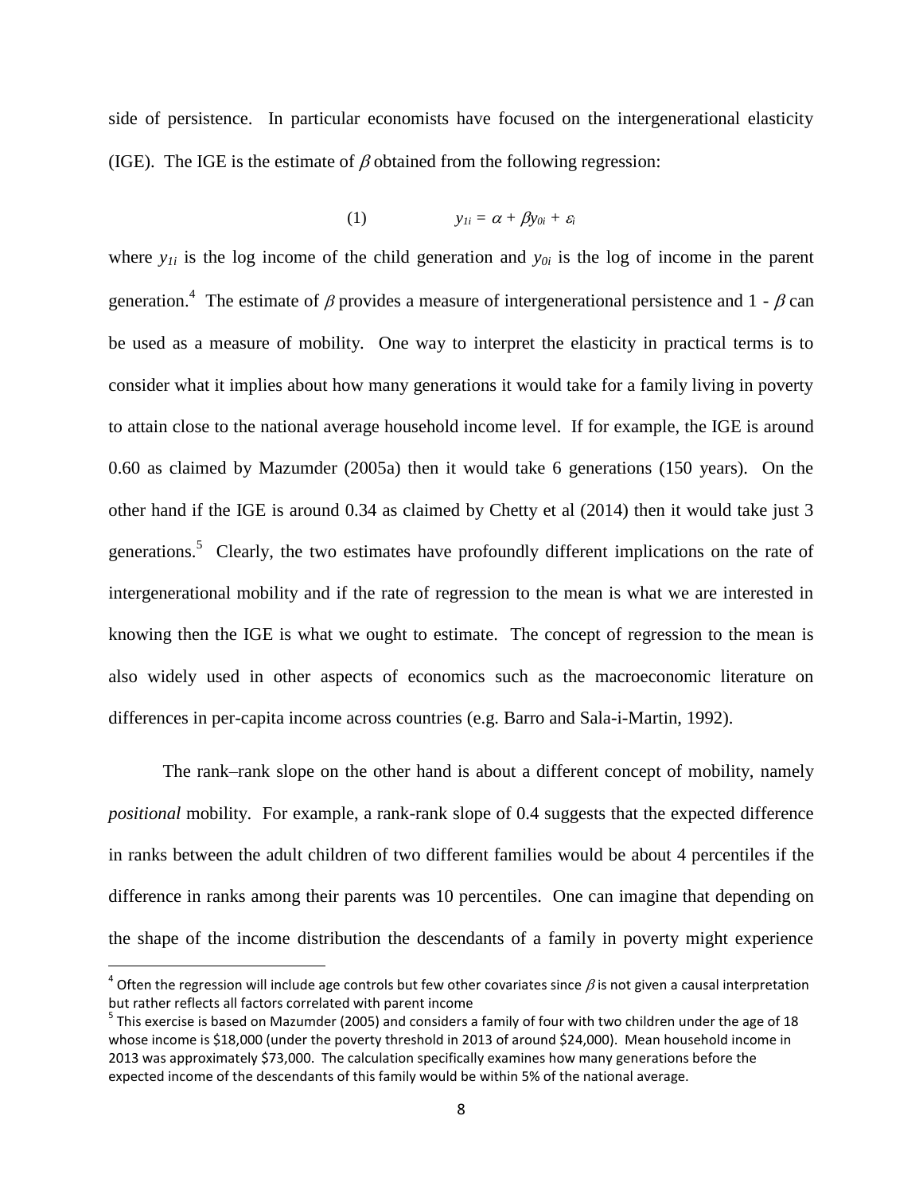side of persistence. In particular economists have focused on the intergenerational elasticity (IGE). The IGE is the estimate of $\beta$ obtained from the following regression:

$$(1) \qquad y_{1i} = \alpha + \beta y_{0i} + \varepsilon_i$$

where $y_{1i}$ is the log income of the child generation and $y_{0i}$ is the log of income in the parent generation.[4] The estimate of $\beta$ provides a measure of intergenerational persistence and $1 - \beta$ can be used as a measure of mobility. One way to interpret the elasticity in practical terms is to consider what it implies about how many generations it would take for a family living in poverty to attain close to the national average household income level. If for example, the IGE is around 0.60 as claimed by Mazumder (2005a) then it would take 6 generations (150 years). On the other hand if the IGE is around 0.34 as claimed by Chetty et al (2014) then it would take just 3 generations.[5] Clearly, the two estimates have profoundly different implications on the rate of intergenerational mobility and if the rate of regression to the mean is what we are interested in knowing then the IGE is what we ought to estimate. The concept of regression to the mean is also widely used in other aspects of economics such as the macroeconomic literature on differences in per-capita income across countries (e.g. Barro and Sala-i-Martin, 1992).

The rank–rank slope on the other hand is about a different concept of mobility, namely *positional* mobility. For example, a rank-rank slope of 0.4 suggests that the expected difference in ranks between the adult children of two different families would be about 4 percentiles if the difference in ranks among their parents was 10 percentiles. One can imagine that depending on the shape of the income distribution the descendants of a family in poverty might experience

---

[4] Often the regression will include age controls but few other covariates since $\beta$ is not given a causal interpretation but rather reflects all factors correlated with parent income

[5] This exercise is based on Mazumder (2005) and considers a family of four with two children under the age of 18 whose income is $18,000 (under the poverty threshold in 2013 of around $24,000). Mean household income in 2013 was approximately $73,000. The calculation specifically examines how many generations before the expected income of the descendants of this family would be within 5% of the national average.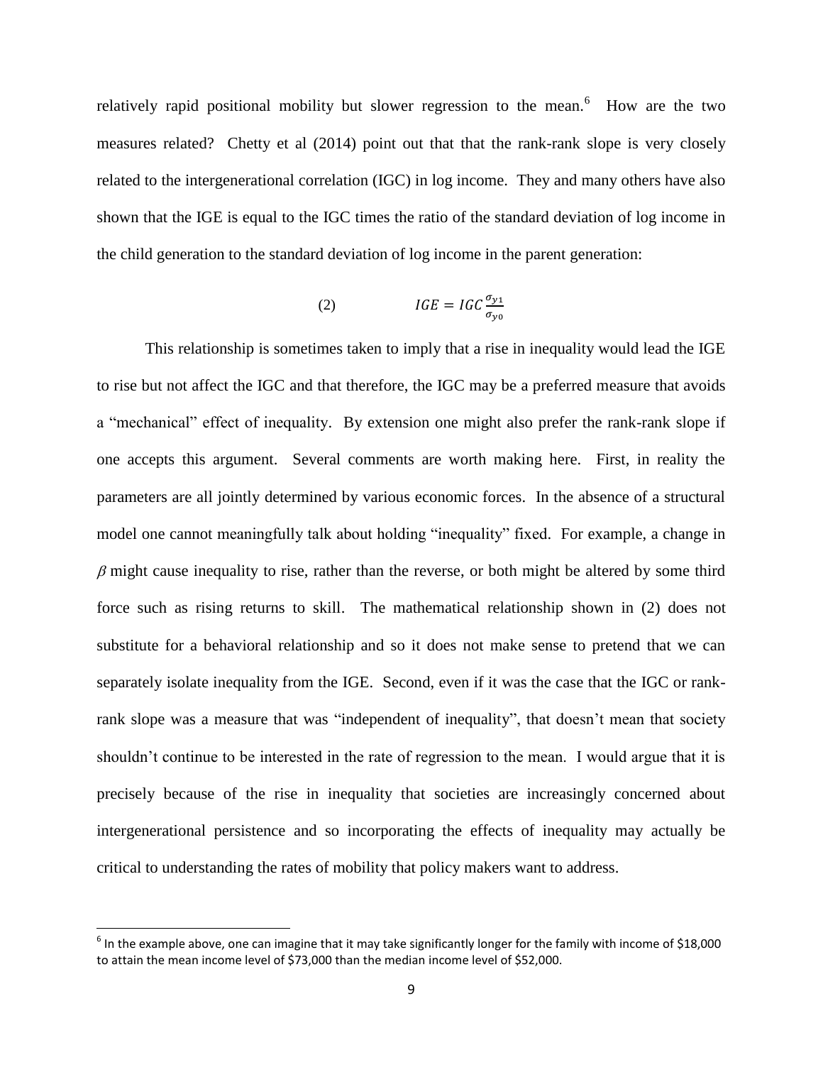relatively rapid positional mobility but slower regression to the mean.[6] How are the two measures related? Chetty et al (2014) point out that that the rank-rank slope is very closely related to the intergenerational correlation (IGC) in log income. They and many others have also shown that the IGE is equal to the IGC times the ratio of the standard deviation of log income in the child generation to the standard deviation of log income in the parent generation:

$$IGE = IGC\frac{\sigma_{y1}}{\sigma_{y0}} \tag{2}$$

This relationship is sometimes taken to imply that a rise in inequality would lead the IGE to rise but not affect the IGC and that therefore, the IGC may be a preferred measure that avoids a "mechanical" effect of inequality. By extension one might also prefer the rank-rank slope if one accepts this argument. Several comments are worth making here. First, in reality the parameters are all jointly determined by various economic forces. In the absence of a structural model one cannot meaningfully talk about holding "inequality" fixed. For example, a change in $\beta$ might cause inequality to rise, rather than the reverse, or both might be altered by some third force such as rising returns to skill. The mathematical relationship shown in (2) does not substitute for a behavioral relationship and so it does not make sense to pretend that we can separately isolate inequality from the IGE. Second, even if it was the case that the IGC or rank-rank slope was a measure that was "independent of inequality", that doesn't mean that society shouldn't continue to be interested in the rate of regression to the mean. I would argue that it is precisely because of the rise in inequality that societies are increasingly concerned about intergenerational persistence and so incorporating the effects of inequality may actually be critical to understanding the rates of mobility that policy makers want to address.

[6] In the example above, one can imagine that it may take significantly longer for the family with income of $18,000 to attain the mean income level of $73,000 than the median income level of $52,000.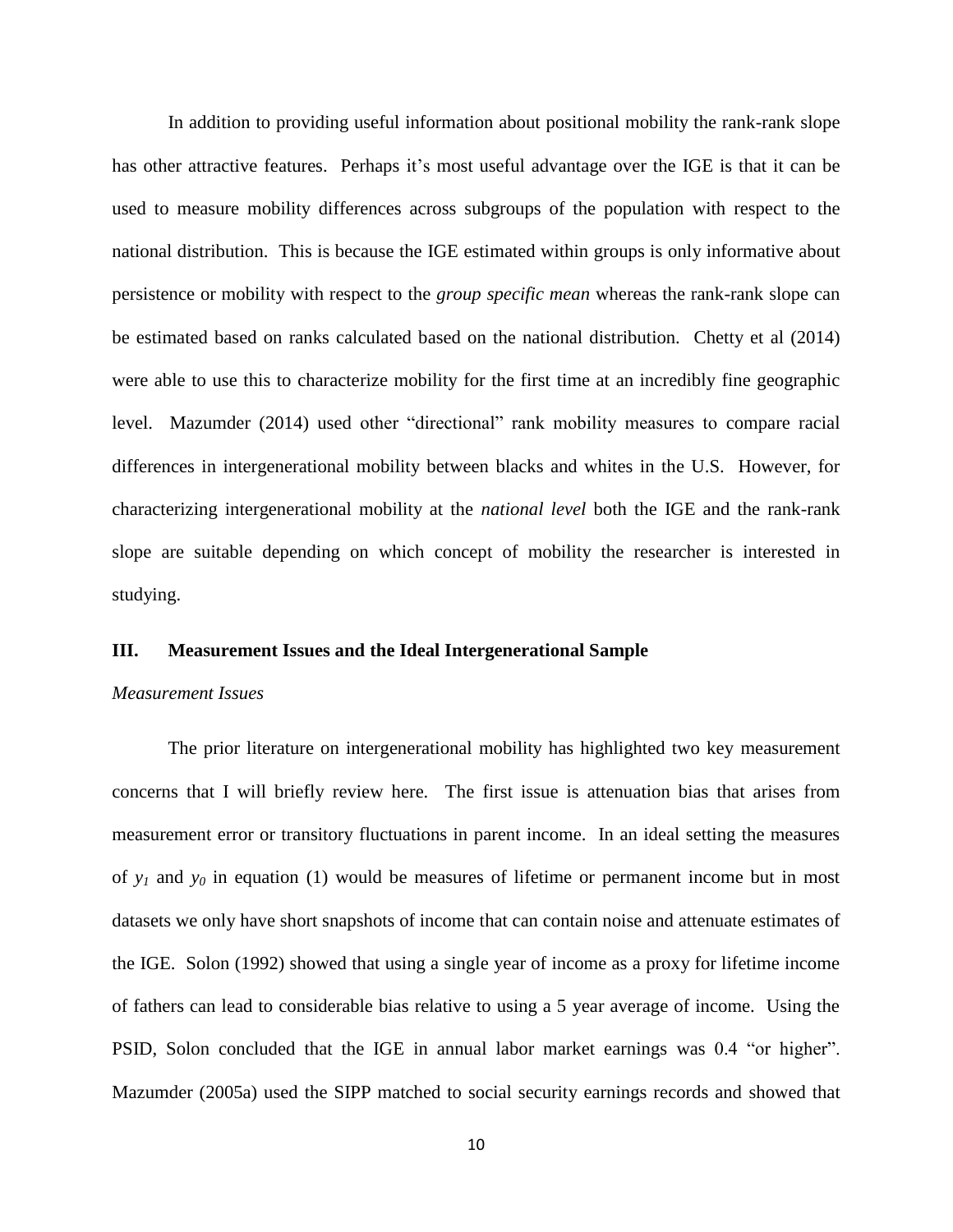In addition to providing useful information about positional mobility the rank-rank slope has other attractive features. Perhaps it's most useful advantage over the IGE is that it can be used to measure mobility differences across subgroups of the population with respect to the national distribution. This is because the IGE estimated within groups is only informative about persistence or mobility with respect to the *group specific mean* whereas the rank-rank slope can be estimated based on ranks calculated based on the national distribution. Chetty et al (2014) were able to use this to characterize mobility for the first time at an incredibly fine geographic level. Mazumder (2014) used other "directional" rank mobility measures to compare racial differences in intergenerational mobility between blacks and whites in the U.S. However, for characterizing intergenerational mobility at the *national level* both the IGE and the rank-rank slope are suitable depending on which concept of mobility the researcher is interested in studying.

## III. Measurement Issues and the Ideal Intergenerational Sample

### *Measurement Issues*

The prior literature on intergenerational mobility has highlighted two key measurement concerns that I will briefly review here. The first issue is attenuation bias that arises from measurement error or transitory fluctuations in parent income. In an ideal setting the measures of $y_1$ and $y_0$ in equation (1) would be measures of lifetime or permanent income but in most datasets we only have short snapshots of income that can contain noise and attenuate estimates of the IGE. Solon (1992) showed that using a single year of income as a proxy for lifetime income of fathers can lead to considerable bias relative to using a 5 year average of income. Using the PSID, Solon concluded that the IGE in annual labor market earnings was 0.4 "or higher". Mazumder (2005a) used the SIPP matched to social security earnings records and showed that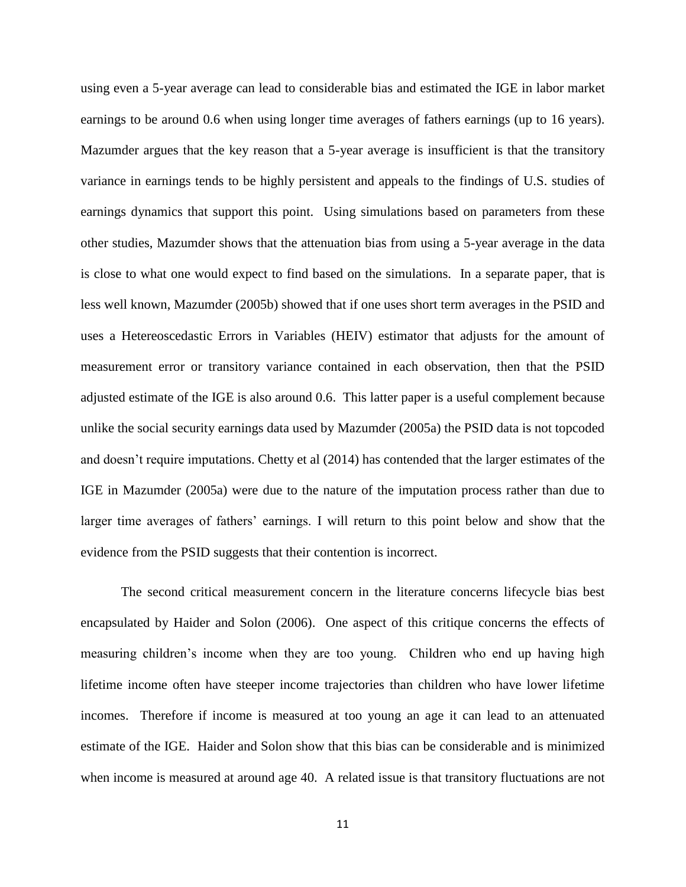using even a 5-year average can lead to considerable bias and estimated the IGE in labor market earnings to be around 0.6 when using longer time averages of fathers earnings (up to 16 years). Mazumder argues that the key reason that a 5-year average is insufficient is that the transitory variance in earnings tends to be highly persistent and appeals to the findings of U.S. studies of earnings dynamics that support this point. Using simulations based on parameters from these other studies, Mazumder shows that the attenuation bias from using a 5-year average in the data is close to what one would expect to find based on the simulations. In a separate paper, that is less well known, Mazumder (2005b) showed that if one uses short term averages in the PSID and uses a Hetereoscedastic Errors in Variables (HEIV) estimator that adjusts for the amount of measurement error or transitory variance contained in each observation, then that the PSID adjusted estimate of the IGE is also around 0.6. This latter paper is a useful complement because unlike the social security earnings data used by Mazumder (2005a) the PSID data is not topcoded and doesn't require imputations. Chetty et al (2014) has contended that the larger estimates of the IGE in Mazumder (2005a) were due to the nature of the imputation process rather than due to larger time averages of fathers' earnings. I will return to this point below and show that the evidence from the PSID suggests that their contention is incorrect.

The second critical measurement concern in the literature concerns lifecycle bias best encapsulated by Haider and Solon (2006). One aspect of this critique concerns the effects of measuring children's income when they are too young. Children who end up having high lifetime income often have steeper income trajectories than children who have lower lifetime incomes. Therefore if income is measured at too young an age it can lead to an attenuated estimate of the IGE. Haider and Solon show that this bias can be considerable and is minimized when income is measured at around age 40. A related issue is that transitory fluctuations are not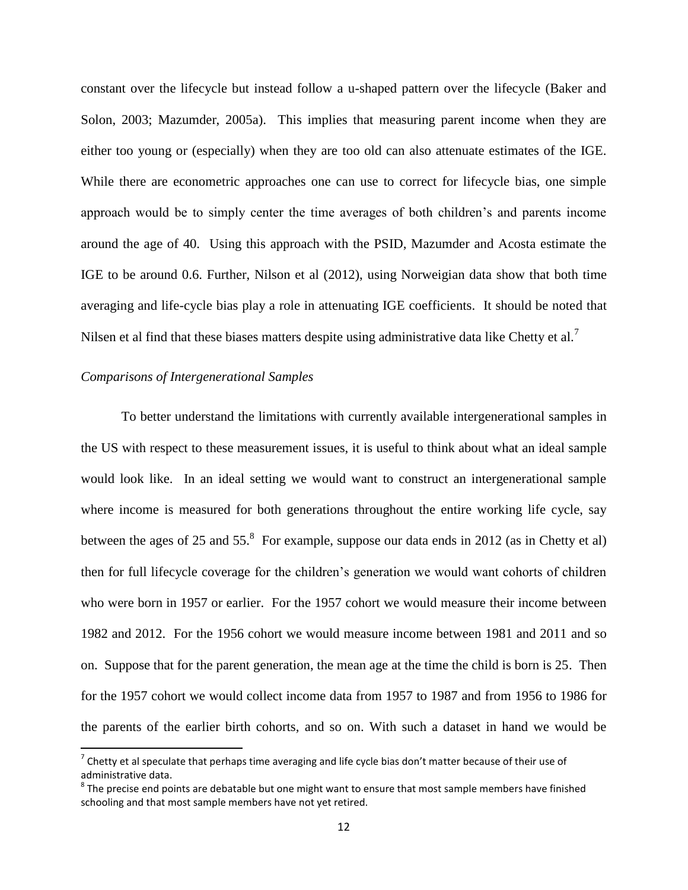constant over the lifecycle but instead follow a u-shaped pattern over the lifecycle (Baker and Solon, 2003; Mazumder, 2005a). This implies that measuring parent income when they are either too young or (especially) when they are too old can also attenuate estimates of the IGE. While there are econometric approaches one can use to correct for lifecycle bias, one simple approach would be to simply center the time averages of both children's and parents income around the age of 40. Using this approach with the PSID, Mazumder and Acosta estimate the IGE to be around 0.6. Further, Nilson et al (2012), using Norweigian data show that both time averaging and life-cycle bias play a role in attenuating IGE coefficients. It should be noted that Nilsen et al find that these biases matters despite using administrative data like Chetty et al.[7]

*Comparisons of Intergenerational Samples*

To better understand the limitations with currently available intergenerational samples in the US with respect to these measurement issues, it is useful to think about what an ideal sample would look like. In an ideal setting we would want to construct an intergenerational sample where income is measured for both generations throughout the entire working life cycle, say between the ages of 25 and 55.[8] For example, suppose our data ends in 2012 (as in Chetty et al) then for full lifecycle coverage for the children's generation we would want cohorts of children who were born in 1957 or earlier. For the 1957 cohort we would measure their income between 1982 and 2012. For the 1956 cohort we would measure income between 1981 and 2011 and so on. Suppose that for the parent generation, the mean age at the time the child is born is 25. Then for the 1957 cohort we would collect income data from 1957 to 1987 and from 1956 to 1986 for the parents of the earlier birth cohorts, and so on. With such a dataset in hand we would be

---

[7] Chetty et al speculate that perhaps time averaging and life cycle bias don't matter because of their use of administrative data.

[8] The precise end points are debatable but one might want to ensure that most sample members have finished schooling and that most sample members have not yet retired.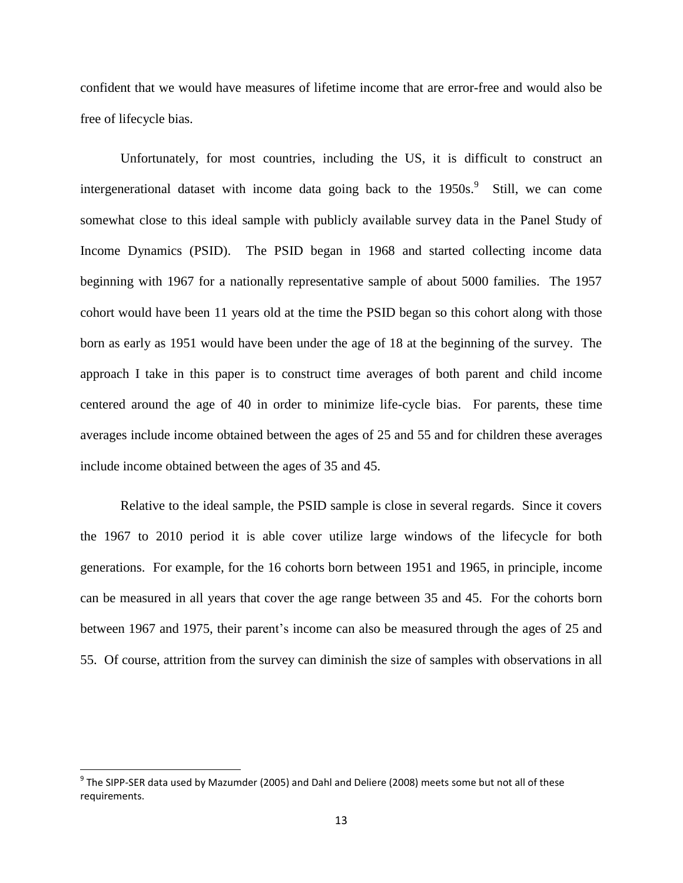confident that we would have measures of lifetime income that are error-free and would also be free of lifecycle bias.

Unfortunately, for most countries, including the US, it is difficult to construct an intergenerational dataset with income data going back to the 1950s.[9] Still, we can come somewhat close to this ideal sample with publicly available survey data in the Panel Study of Income Dynamics (PSID). The PSID began in 1968 and started collecting income data beginning with 1967 for a nationally representative sample of about 5000 families. The 1957 cohort would have been 11 years old at the time the PSID began so this cohort along with those born as early as 1951 would have been under the age of 18 at the beginning of the survey. The approach I take in this paper is to construct time averages of both parent and child income centered around the age of 40 in order to minimize life-cycle bias. For parents, these time averages include income obtained between the ages of 25 and 55 and for children these averages include income obtained between the ages of 35 and 45.

Relative to the ideal sample, the PSID sample is close in several regards. Since it covers the 1967 to 2010 period it is able cover utilize large windows of the lifecycle for both generations. For example, for the 16 cohorts born between 1951 and 1965, in principle, income can be measured in all years that cover the age range between 35 and 45. For the cohorts born between 1967 and 1975, their parent's income can also be measured through the ages of 25 and 55. Of course, attrition from the survey can diminish the size of samples with observations in all

[9] The SIPP-SER data used by Mazumder (2005) and Dahl and Deliere (2008) meets some but not all of these requirements.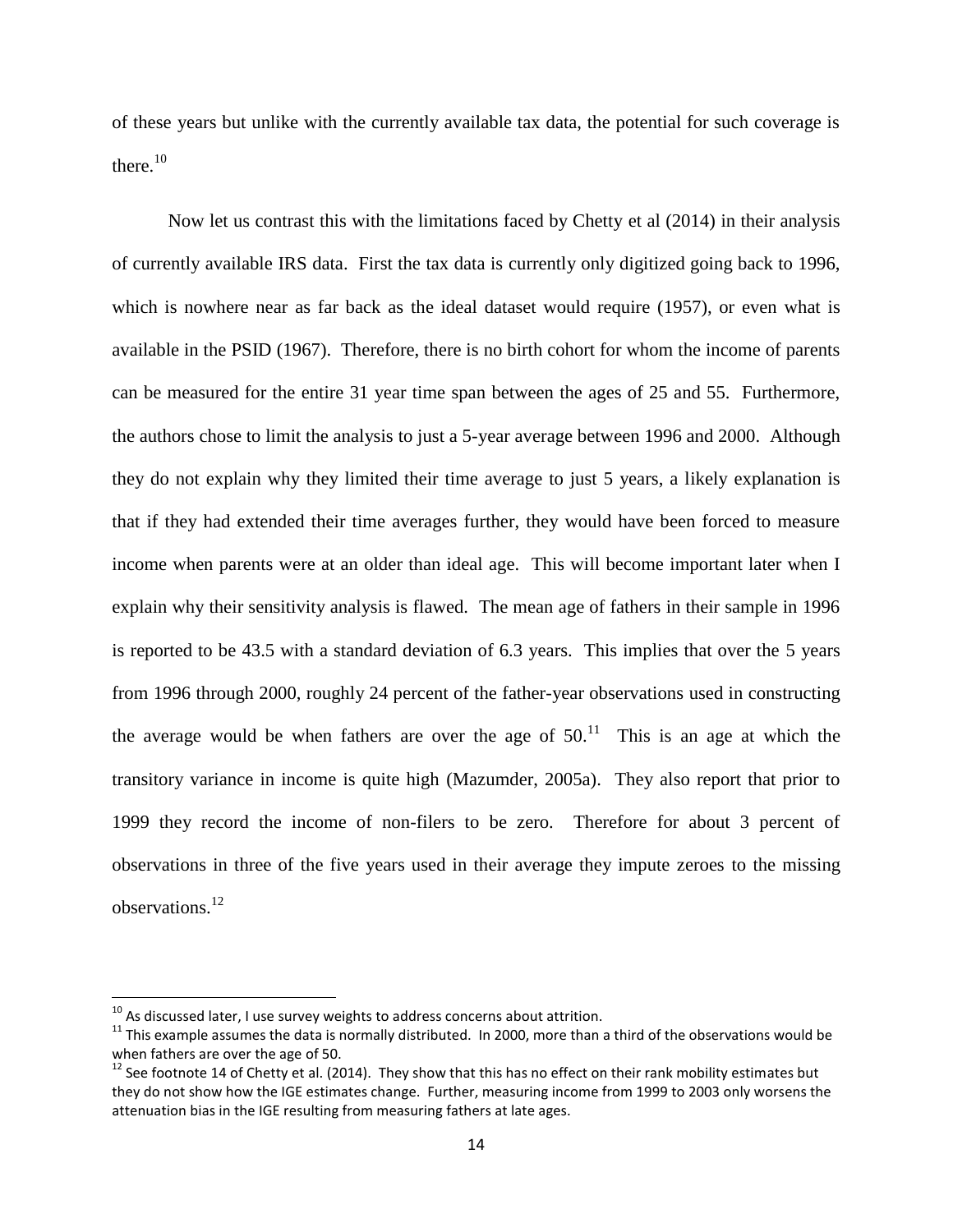of these years but unlike with the currently available tax data, the potential for such coverage is there.[10]

Now let us contrast this with the limitations faced by Chetty et al (2014) in their analysis of currently available IRS data. First the tax data is currently only digitized going back to 1996, which is nowhere near as far back as the ideal dataset would require (1957), or even what is available in the PSID (1967). Therefore, there is no birth cohort for whom the income of parents can be measured for the entire 31 year time span between the ages of 25 and 55. Furthermore, the authors chose to limit the analysis to just a 5-year average between 1996 and 2000. Although they do not explain why they limited their time average to just 5 years, a likely explanation is that if they had extended their time averages further, they would have been forced to measure income when parents were at an older than ideal age. This will become important later when I explain why their sensitivity analysis is flawed. The mean age of fathers in their sample in 1996 is reported to be 43.5 with a standard deviation of 6.3 years. This implies that over the 5 years from 1996 through 2000, roughly 24 percent of the father-year observations used in constructing the average would be when fathers are over the age of 50.[11] This is an age at which the transitory variance in income is quite high (Mazumder, 2005a). They also report that prior to 1999 they record the income of non-filers to be zero. Therefore for about 3 percent of observations in three of the five years used in their average they impute zeroes to the missing observations.[12]

---

[10] As discussed later, I use survey weights to address concerns about attrition.

[11] This example assumes the data is normally distributed. In 2000, more than a third of the observations would be when fathers are over the age of 50.

[12] See footnote 14 of Chetty et al. (2014). They show that this has no effect on their rank mobility estimates but they do not show how the IGE estimates change. Further, measuring income from 1999 to 2003 only worsens the attenuation bias in the IGE resulting from measuring fathers at late ages.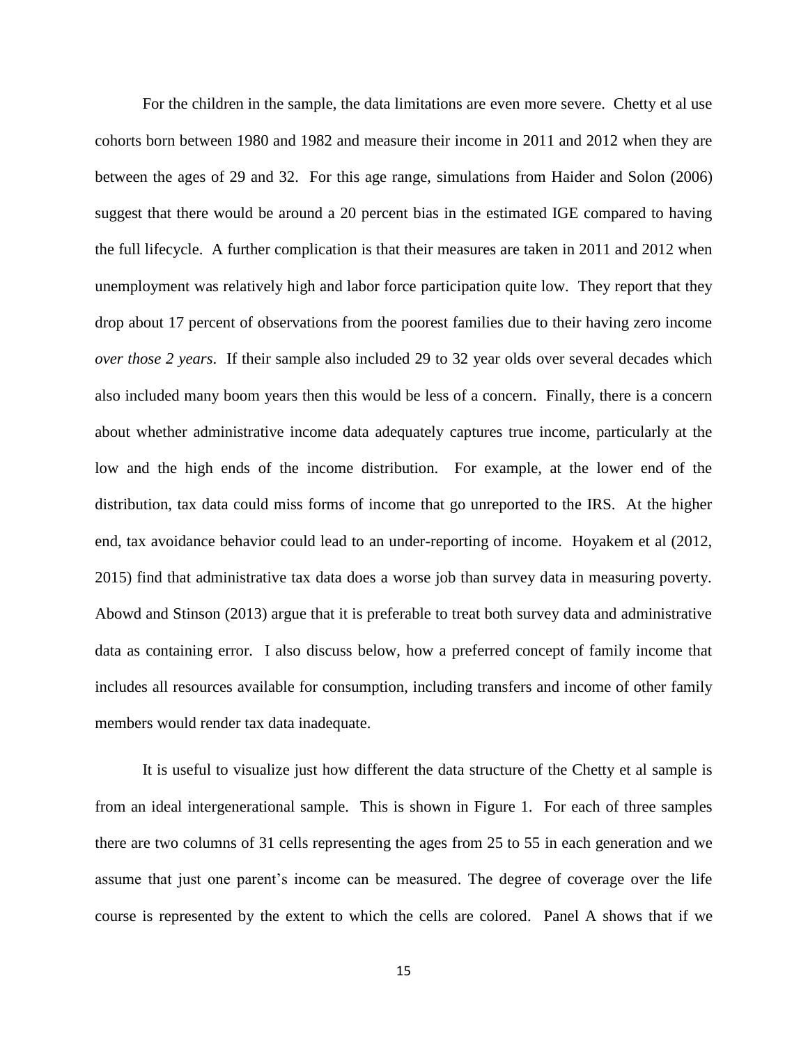For the children in the sample, the data limitations are even more severe. Chetty et al use cohorts born between 1980 and 1982 and measure their income in 2011 and 2012 when they are between the ages of 29 and 32. For this age range, simulations from Haider and Solon (2006) suggest that there would be around a 20 percent bias in the estimated IGE compared to having the full lifecycle. A further complication is that their measures are taken in 2011 and 2012 when unemployment was relatively high and labor force participation quite low. They report that they drop about 17 percent of observations from the poorest families due to their having zero income *over those 2 years*. If their sample also included 29 to 32 year olds over several decades which also included many boom years then this would be less of a concern. Finally, there is a concern about whether administrative income data adequately captures true income, particularly at the low and the high ends of the income distribution. For example, at the lower end of the distribution, tax data could miss forms of income that go unreported to the IRS. At the higher end, tax avoidance behavior could lead to an under-reporting of income. Hoyakem et al (2012, 2015) find that administrative tax data does a worse job than survey data in measuring poverty. Abowd and Stinson (2013) argue that it is preferable to treat both survey data and administrative data as containing error. I also discuss below, how a preferred concept of family income that includes all resources available for consumption, including transfers and income of other family members would render tax data inadequate.

It is useful to visualize just how different the data structure of the Chetty et al sample is from an ideal intergenerational sample. This is shown in Figure 1. For each of three samples there are two columns of 31 cells representing the ages from 25 to 55 in each generation and we assume that just one parent's income can be measured. The degree of coverage over the life course is represented by the extent to which the cells are colored. Panel A shows that if we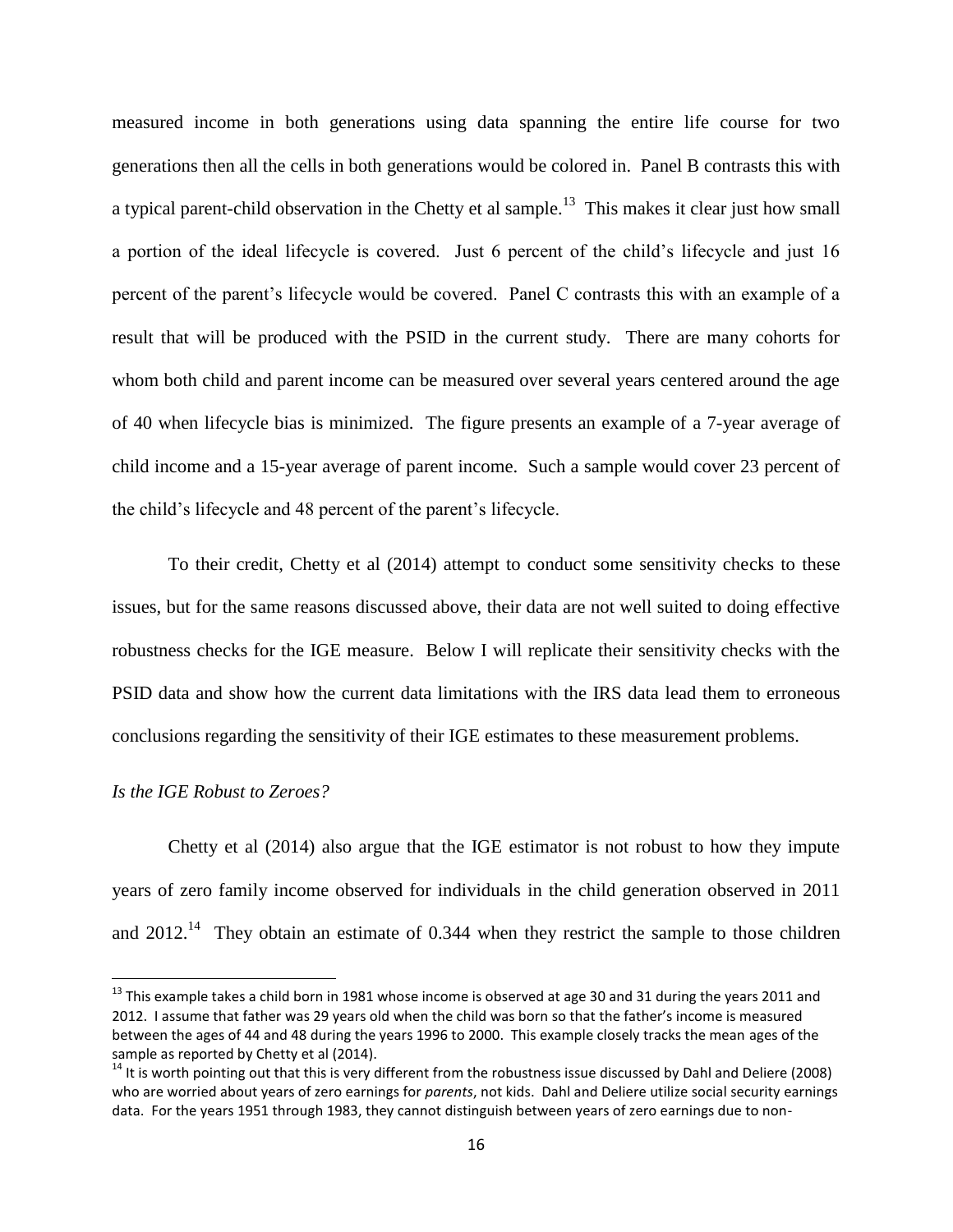measured income in both generations using data spanning the entire life course for two generations then all the cells in both generations would be colored in. Panel B contrasts this with a typical parent-child observation in the Chetty et al sample.[13] This makes it clear just how small a portion of the ideal lifecycle is covered. Just 6 percent of the child's lifecycle and just 16 percent of the parent's lifecycle would be covered. Panel C contrasts this with an example of a result that will be produced with the PSID in the current study. There are many cohorts for whom both child and parent income can be measured over several years centered around the age of 40 when lifecycle bias is minimized. The figure presents an example of a 7-year average of child income and a 15-year average of parent income. Such a sample would cover 23 percent of the child's lifecycle and 48 percent of the parent's lifecycle.

To their credit, Chetty et al (2014) attempt to conduct some sensitivity checks to these issues, but for the same reasons discussed above, their data are not well suited to doing effective robustness checks for the IGE measure. Below I will replicate their sensitivity checks with the PSID data and show how the current data limitations with the IRS data lead them to erroneous conclusions regarding the sensitivity of their IGE estimates to these measurement problems.

*Is the IGE Robust to Zeroes?*

Chetty et al (2014) also argue that the IGE estimator is not robust to how they impute years of zero family income observed for individuals in the child generation observed in 2011 and 2012.[14] They obtain an estimate of 0.344 when they restrict the sample to those children

---

[13] This example takes a child born in 1981 whose income is observed at age 30 and 31 during the years 2011 and 2012. I assume that father was 29 years old when the child was born so that the father's income is measured between the ages of 44 and 48 during the years 1996 to 2000. This example closely tracks the mean ages of the sample as reported by Chetty et al (2014).

[14] It is worth pointing out that this is very different from the robustness issue discussed by Dahl and Deliere (2008) who are worried about years of zero earnings for *parents*, not kids. Dahl and Deliere utilize social security earnings data. For the years 1951 through 1983, they cannot distinguish between years of zero earnings due to non-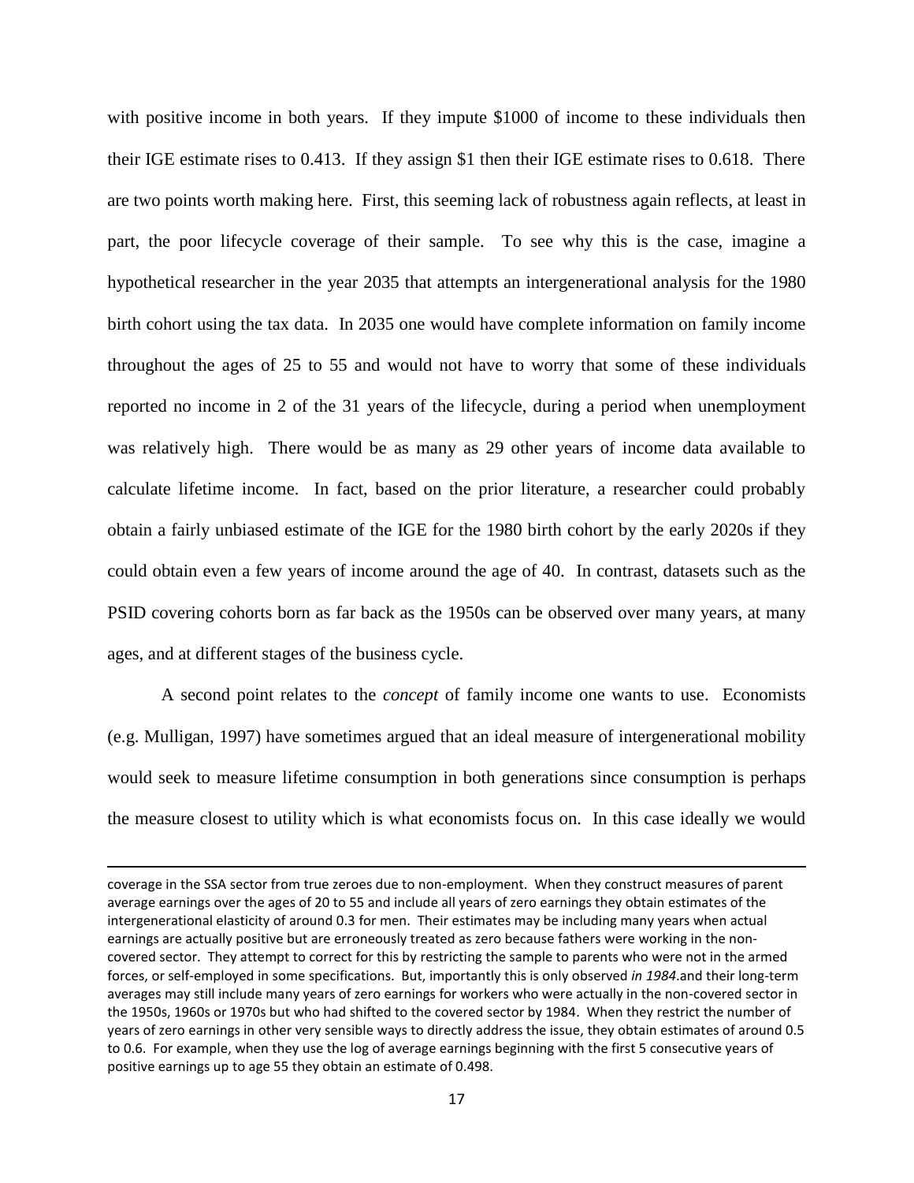with positive income in both years. If they impute $1000 of income to these individuals then their IGE estimate rises to 0.413. If they assign $1 then their IGE estimate rises to 0.618. There are two points worth making here. First, this seeming lack of robustness again reflects, at least in part, the poor lifecycle coverage of their sample. To see why this is the case, imagine a hypothetical researcher in the year 2035 that attempts an intergenerational analysis for the 1980 birth cohort using the tax data. In 2035 one would have complete information on family income throughout the ages of 25 to 55 and would not have to worry that some of these individuals reported no income in 2 of the 31 years of the lifecycle, during a period when unemployment was relatively high. There would be as many as 29 other years of income data available to calculate lifetime income. In fact, based on the prior literature, a researcher could probably obtain a fairly unbiased estimate of the IGE for the 1980 birth cohort by the early 2020s if they could obtain even a few years of income around the age of 40. In contrast, datasets such as the PSID covering cohorts born as far back as the 1950s can be observed over many years, at many ages, and at different stages of the business cycle.

A second point relates to the *concept* of family income one wants to use. Economists (e.g. Mulligan, 1997) have sometimes argued that an ideal measure of intergenerational mobility would seek to measure lifetime consumption in both generations since consumption is perhaps the measure closest to utility which is what economists focus on. In this case ideally we would

---

coverage in the SSA sector from true zeroes due to non-employment. When they construct measures of parent average earnings over the ages of 20 to 55 and include all years of zero earnings they obtain estimates of the intergenerational elasticity of around 0.3 for men. Their estimates may be including many years when actual earnings are actually positive but are erroneously treated as zero because fathers were working in the non-covered sector. They attempt to correct for this by restricting the sample to parents who were not in the armed forces, or self-employed in some specifications. But, importantly this is only observed *in 1984*.and their long-term averages may still include many years of zero earnings for workers who were actually in the non-covered sector in the 1950s, 1960s or 1970s but who had shifted to the covered sector by 1984. When they restrict the number of years of zero earnings in other very sensible ways to directly address the issue, they obtain estimates of around 0.5 to 0.6. For example, when they use the log of average earnings beginning with the first 5 consecutive years of positive earnings up to age 55 they obtain an estimate of 0.498.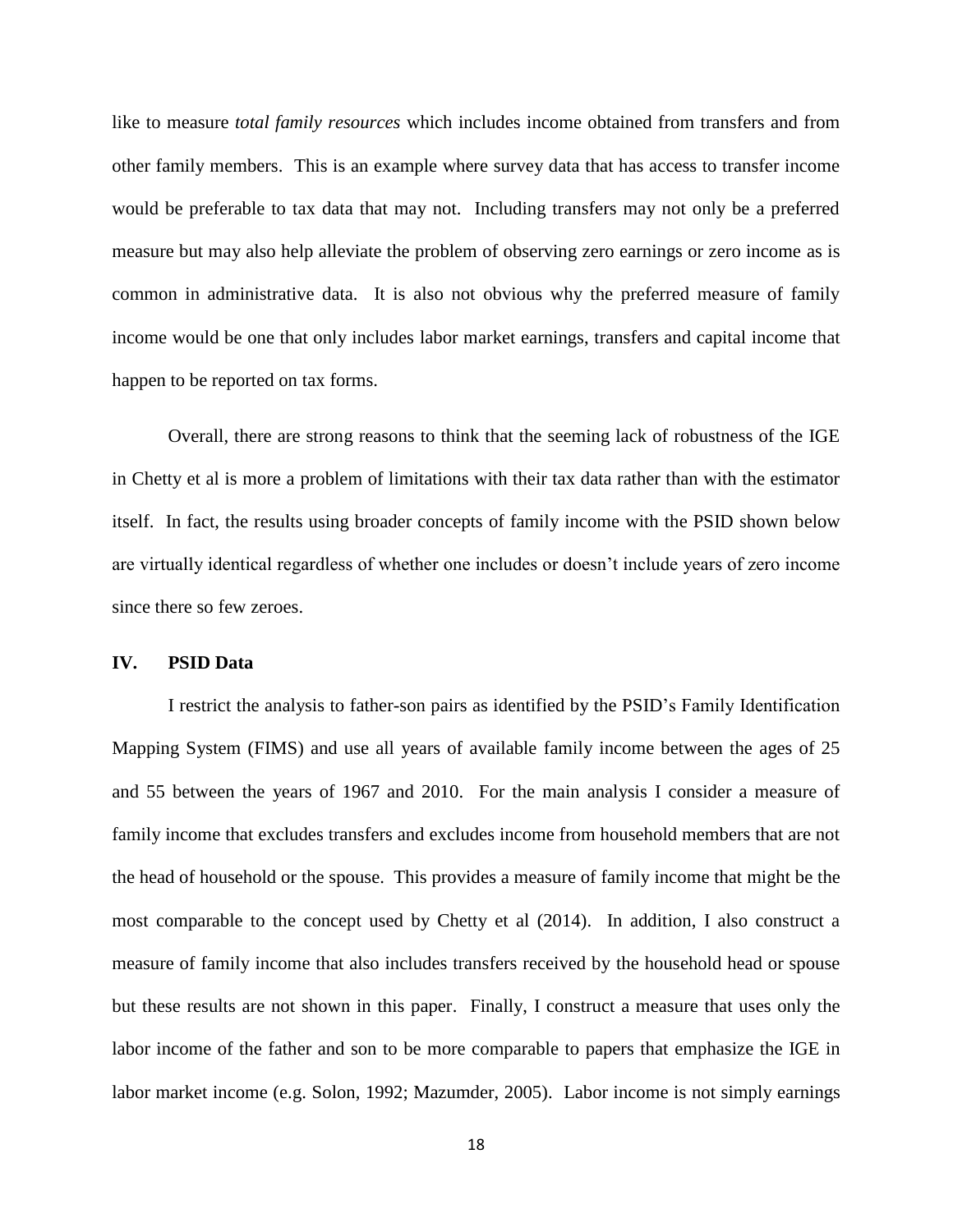like to measure *total family resources* which includes income obtained from transfers and from other family members. This is an example where survey data that has access to transfer income would be preferable to tax data that may not. Including transfers may not only be a preferred measure but may also help alleviate the problem of observing zero earnings or zero income as is common in administrative data. It is also not obvious why the preferred measure of family income would be one that only includes labor market earnings, transfers and capital income that happen to be reported on tax forms.

Overall, there are strong reasons to think that the seeming lack of robustness of the IGE in Chetty et al is more a problem of limitations with their tax data rather than with the estimator itself. In fact, the results using broader concepts of family income with the PSID shown below are virtually identical regardless of whether one includes or doesn't include years of zero income since there so few zeroes.

## IV. PSID Data

I restrict the analysis to father-son pairs as identified by the PSID's Family Identification Mapping System (FIMS) and use all years of available family income between the ages of 25 and 55 between the years of 1967 and 2010. For the main analysis I consider a measure of family income that excludes transfers and excludes income from household members that are not the head of household or the spouse. This provides a measure of family income that might be the most comparable to the concept used by Chetty et al (2014). In addition, I also construct a measure of family income that also includes transfers received by the household head or spouse but these results are not shown in this paper. Finally, I construct a measure that uses only the labor income of the father and son to be more comparable to papers that emphasize the IGE in labor market income (e.g. Solon, 1992; Mazumder, 2005). Labor income is not simply earnings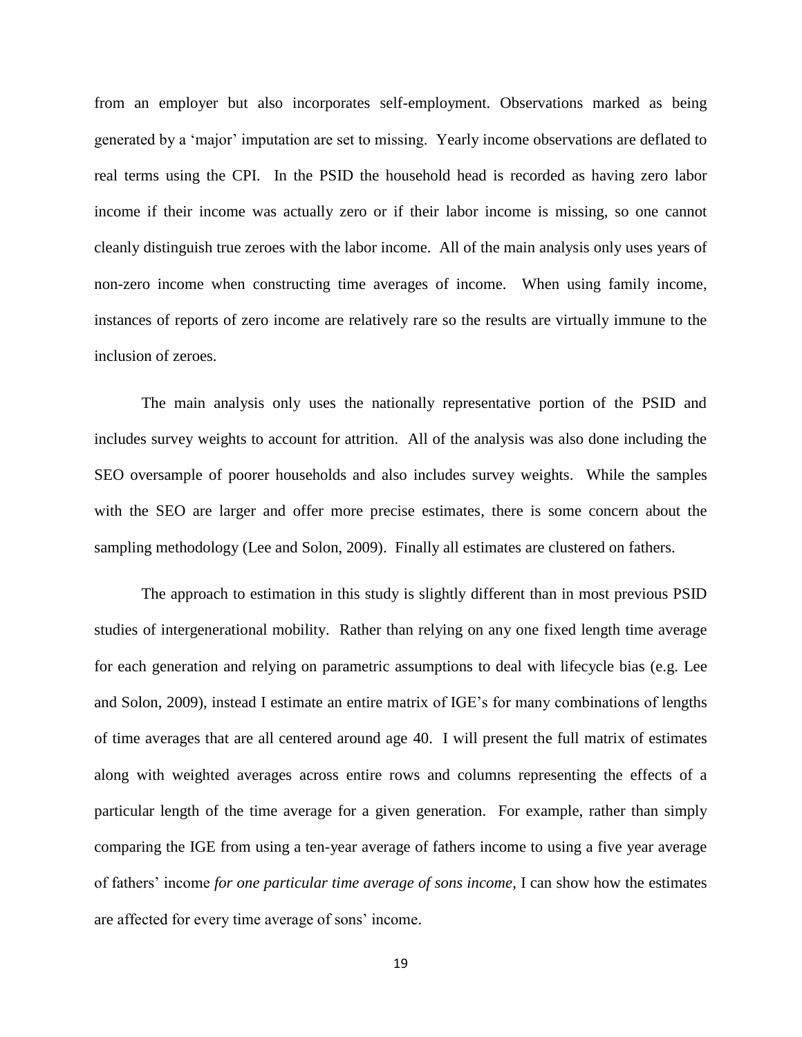from an employer but also incorporates self-employment. Observations marked as being generated by a 'major' imputation are set to missing. Yearly income observations are deflated to real terms using the CPI. In the PSID the household head is recorded as having zero labor income if their income was actually zero or if their labor income is missing, so one cannot cleanly distinguish true zeroes with the labor income. All of the main analysis only uses years of non-zero income when constructing time averages of income. When using family income, instances of reports of zero income are relatively rare so the results are virtually immune to the inclusion of zeroes.

The main analysis only uses the nationally representative portion of the PSID and includes survey weights to account for attrition. All of the analysis was also done including the SEO oversample of poorer households and also includes survey weights. While the samples with the SEO are larger and offer more precise estimates, there is some concern about the sampling methodology (Lee and Solon, 2009). Finally all estimates are clustered on fathers.

The approach to estimation in this study is slightly different than in most previous PSID studies of intergenerational mobility. Rather than relying on any one fixed length time average for each generation and relying on parametric assumptions to deal with lifecycle bias (e.g. Lee and Solon, 2009), instead I estimate an entire matrix of IGE's for many combinations of lengths of time averages that are all centered around age 40. I will present the full matrix of estimates along with weighted averages across entire rows and columns representing the effects of a particular length of the time average for a given generation. For example, rather than simply comparing the IGE from using a ten-year average of fathers income to using a five year average of fathers' income *for one particular time average of sons income*, I can show how the estimates are affected for every time average of sons' income.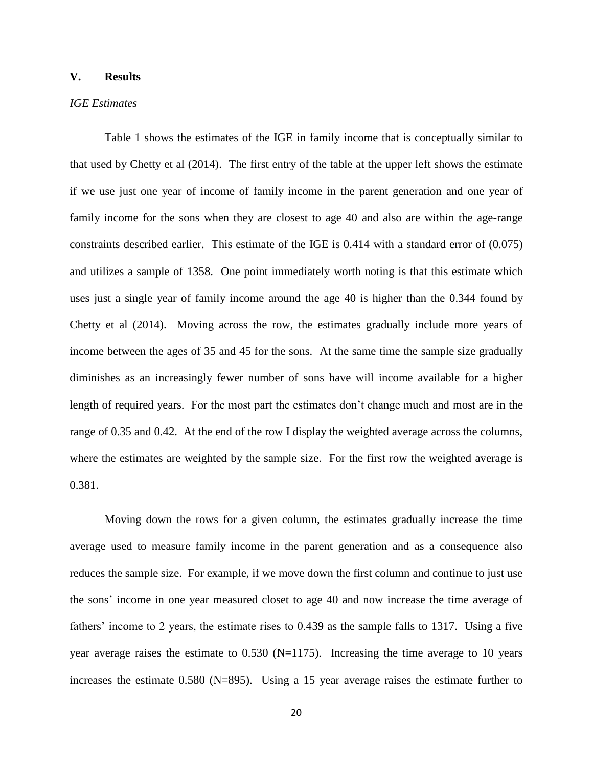## V. Results

*IGE Estimates*

Table 1 shows the estimates of the IGE in family income that is conceptually similar to that used by Chetty et al (2014). The first entry of the table at the upper left shows the estimate if we use just one year of income of family income in the parent generation and one year of family income for the sons when they are closest to age 40 and also are within the age-range constraints described earlier. This estimate of the IGE is 0.414 with a standard error of (0.075) and utilizes a sample of 1358. One point immediately worth noting is that this estimate which uses just a single year of family income around the age 40 is higher than the 0.344 found by Chetty et al (2014). Moving across the row, the estimates gradually include more years of income between the ages of 35 and 45 for the sons. At the same time the sample size gradually diminishes as an increasingly fewer number of sons have will income available for a higher length of required years. For the most part the estimates don't change much and most are in the range of 0.35 and 0.42. At the end of the row I display the weighted average across the columns, where the estimates are weighted by the sample size. For the first row the weighted average is 0.381.

Moving down the rows for a given column, the estimates gradually increase the time average used to measure family income in the parent generation and as a consequence also reduces the sample size. For example, if we move down the first column and continue to just use the sons' income in one year measured closet to age 40 and now increase the time average of fathers' income to 2 years, the estimate rises to 0.439 as the sample falls to 1317. Using a five year average raises the estimate to 0.530 (N=1175). Increasing the time average to 10 years increases the estimate 0.580 (N=895). Using a 15 year average raises the estimate further to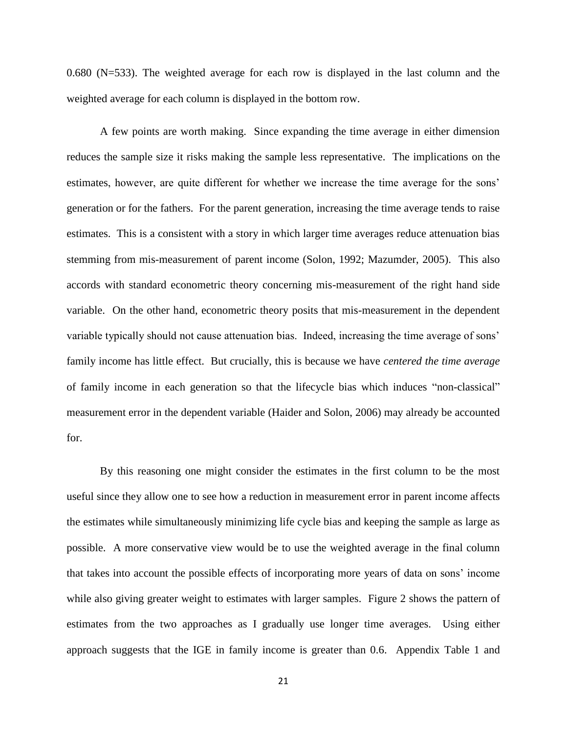0.680 (N=533). The weighted average for each row is displayed in the last column and the weighted average for each column is displayed in the bottom row.

A few points are worth making. Since expanding the time average in either dimension reduces the sample size it risks making the sample less representative. The implications on the estimates, however, are quite different for whether we increase the time average for the sons' generation or for the fathers. For the parent generation, increasing the time average tends to raise estimates. This is a consistent with a story in which larger time averages reduce attenuation bias stemming from mis-measurement of parent income (Solon, 1992; Mazumder, 2005). This also accords with standard econometric theory concerning mis-measurement of the right hand side variable. On the other hand, econometric theory posits that mis-measurement in the dependent variable typically should not cause attenuation bias. Indeed, increasing the time average of sons' family income has little effect. But crucially, this is because we have *centered the time average* of family income in each generation so that the lifecycle bias which induces "non-classical" measurement error in the dependent variable (Haider and Solon, 2006) may already be accounted for.

By this reasoning one might consider the estimates in the first column to be the most useful since they allow one to see how a reduction in measurement error in parent income affects the estimates while simultaneously minimizing life cycle bias and keeping the sample as large as possible. A more conservative view would be to use the weighted average in the final column that takes into account the possible effects of incorporating more years of data on sons' income while also giving greater weight to estimates with larger samples. Figure 2 shows the pattern of estimates from the two approaches as I gradually use longer time averages. Using either approach suggests that the IGE in family income is greater than 0.6. Appendix Table 1 and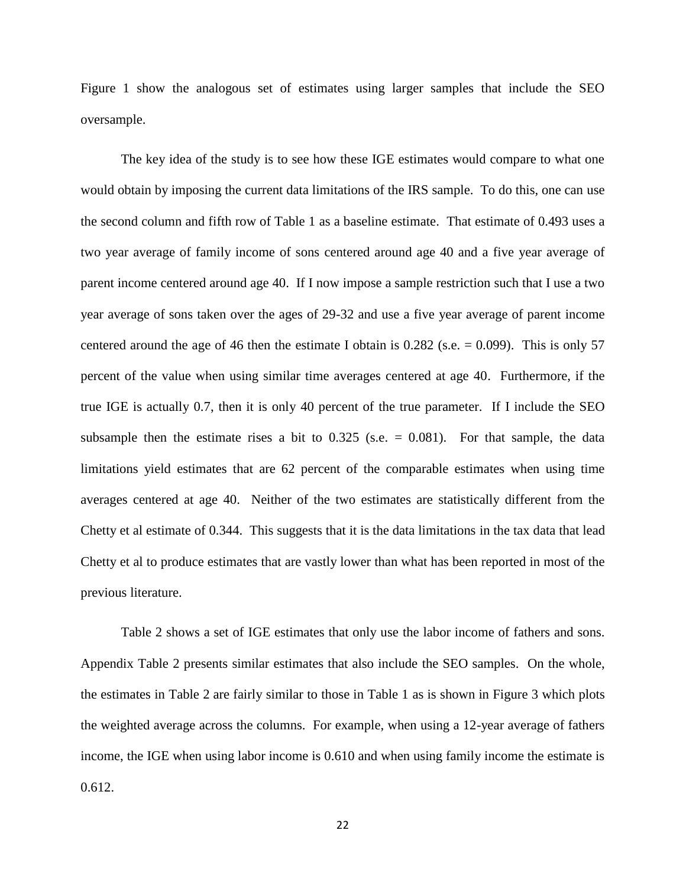Figure 1 show the analogous set of estimates using larger samples that include the SEO oversample.

The key idea of the study is to see how these IGE estimates would compare to what one would obtain by imposing the current data limitations of the IRS sample. To do this, one can use the second column and fifth row of Table 1 as a baseline estimate. That estimate of 0.493 uses a two year average of family income of sons centered around age 40 and a five year average of parent income centered around age 40. If I now impose a sample restriction such that I use a two year average of sons taken over the ages of 29-32 and use a five year average of parent income centered around the age of 46 then the estimate I obtain is 0.282 (s.e. = 0.099). This is only 57 percent of the value when using similar time averages centered at age 40. Furthermore, if the true IGE is actually 0.7, then it is only 40 percent of the true parameter. If I include the SEO subsample then the estimate rises a bit to 0.325 (s.e. = 0.081). For that sample, the data limitations yield estimates that are 62 percent of the comparable estimates when using time averages centered at age 40. Neither of the two estimates are statistically different from the Chetty et al estimate of 0.344. This suggests that it is the data limitations in the tax data that lead Chetty et al to produce estimates that are vastly lower than what has been reported in most of the previous literature.

Table 2 shows a set of IGE estimates that only use the labor income of fathers and sons. Appendix Table 2 presents similar estimates that also include the SEO samples. On the whole, the estimates in Table 2 are fairly similar to those in Table 1 as is shown in Figure 3 which plots the weighted average across the columns. For example, when using a 12-year average of fathers income, the IGE when using labor income is 0.610 and when using family income the estimate is 0.612.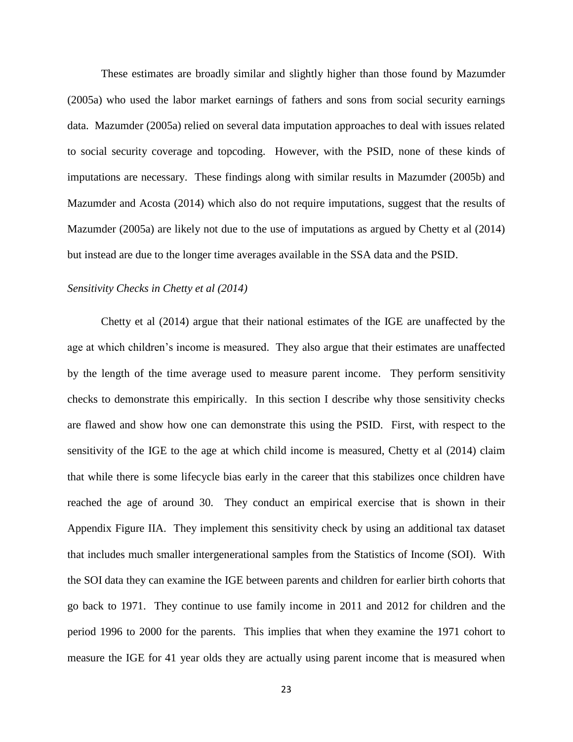These estimates are broadly similar and slightly higher than those found by Mazumder (2005a) who used the labor market earnings of fathers and sons from social security earnings data. Mazumder (2005a) relied on several data imputation approaches to deal with issues related to social security coverage and topcoding. However, with the PSID, none of these kinds of imputations are necessary. These findings along with similar results in Mazumder (2005b) and Mazumder and Acosta (2014) which also do not require imputations, suggest that the results of Mazumder (2005a) are likely not due to the use of imputations as argued by Chetty et al (2014) but instead are due to the longer time averages available in the SSA data and the PSID.

*Sensitivity Checks in Chetty et al (2014)*

Chetty et al (2014) argue that their national estimates of the IGE are unaffected by the age at which children's income is measured. They also argue that their estimates are unaffected by the length of the time average used to measure parent income. They perform sensitivity checks to demonstrate this empirically. In this section I describe why those sensitivity checks are flawed and show how one can demonstrate this using the PSID. First, with respect to the sensitivity of the IGE to the age at which child income is measured, Chetty et al (2014) claim that while there is some lifecycle bias early in the career that this stabilizes once children have reached the age of around 30. They conduct an empirical exercise that is shown in their Appendix Figure IIA. They implement this sensitivity check by using an additional tax dataset that includes much smaller intergenerational samples from the Statistics of Income (SOI). With the SOI data they can examine the IGE between parents and children for earlier birth cohorts that go back to 1971. They continue to use family income in 2011 and 2012 for children and the period 1996 to 2000 for the parents. This implies that when they examine the 1971 cohort to measure the IGE for 41 year olds they are actually using parent income that is measured when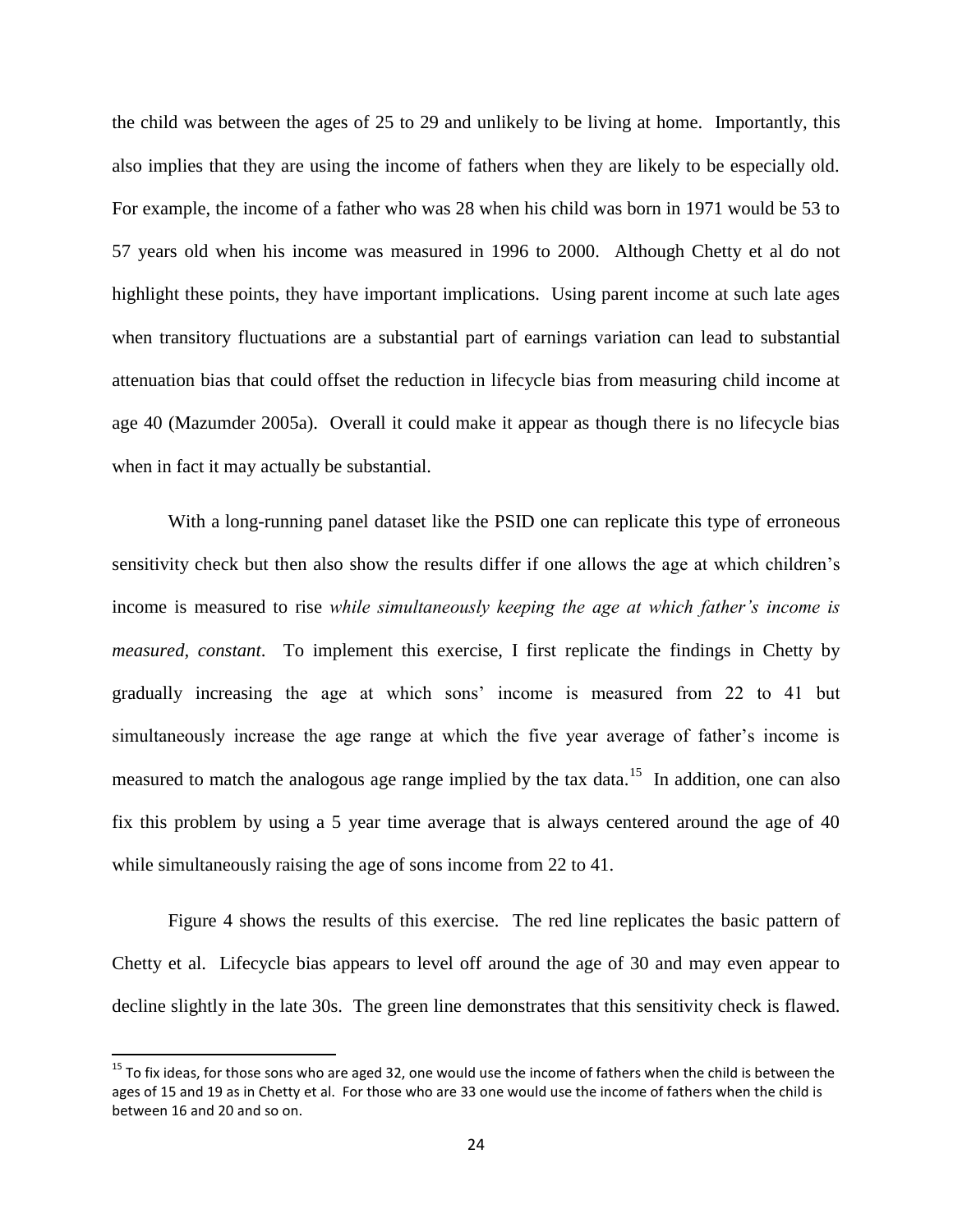the child was between the ages of 25 to 29 and unlikely to be living at home. Importantly, this also implies that they are using the income of fathers when they are likely to be especially old. For example, the income of a father who was 28 when his child was born in 1971 would be 53 to 57 years old when his income was measured in 1996 to 2000. Although Chetty et al do not highlight these points, they have important implications. Using parent income at such late ages when transitory fluctuations are a substantial part of earnings variation can lead to substantial attenuation bias that could offset the reduction in lifecycle bias from measuring child income at age 40 (Mazumder 2005a). Overall it could make it appear as though there is no lifecycle bias when in fact it may actually be substantial.

With a long-running panel dataset like the PSID one can replicate this type of erroneous sensitivity check but then also show the results differ if one allows the age at which children's income is measured to rise *while simultaneously keeping the age at which father's income is measured, constant*. To implement this exercise, I first replicate the findings in Chetty by gradually increasing the age at which sons' income is measured from 22 to 41 but simultaneously increase the age range at which the five year average of father's income is measured to match the analogous age range implied by the tax data.[15] In addition, one can also fix this problem by using a 5 year time average that is always centered around the age of 40 while simultaneously raising the age of sons income from 22 to 41.

Figure 4 shows the results of this exercise. The red line replicates the basic pattern of Chetty et al. Lifecycle bias appears to level off around the age of 30 and may even appear to decline slightly in the late 30s. The green line demonstrates that this sensitivity check is flawed.

[15] To fix ideas, for those sons who are aged 32, one would use the income of fathers when the child is between the ages of 15 and 19 as in Chetty et al. For those who are 33 one would use the income of fathers when the child is between 16 and 20 and so on.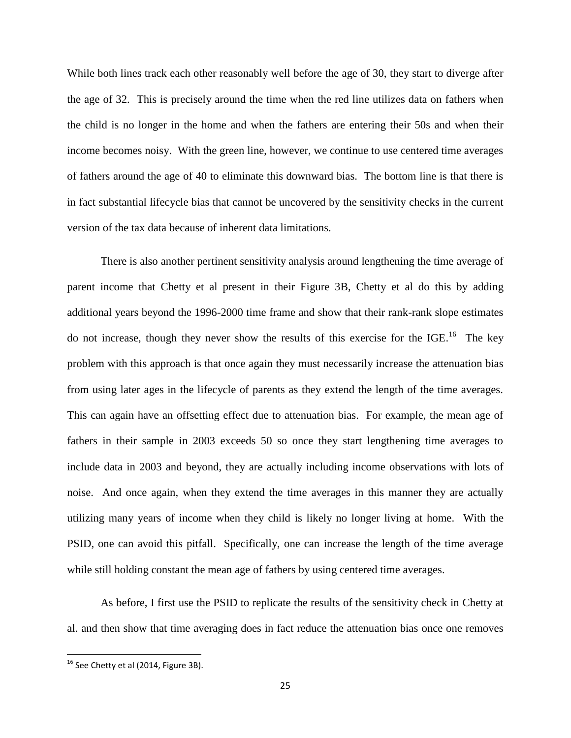While both lines track each other reasonably well before the age of 30, they start to diverge after the age of 32. This is precisely around the time when the red line utilizes data on fathers when the child is no longer in the home and when the fathers are entering their 50s and when their income becomes noisy. With the green line, however, we continue to use centered time averages of fathers around the age of 40 to eliminate this downward bias. The bottom line is that there is in fact substantial lifecycle bias that cannot be uncovered by the sensitivity checks in the current version of the tax data because of inherent data limitations.

There is also another pertinent sensitivity analysis around lengthening the time average of parent income that Chetty et al present in their Figure 3B, Chetty et al do this by adding additional years beyond the 1996-2000 time frame and show that their rank-rank slope estimates do not increase, though they never show the results of this exercise for the IGE.[16] The key problem with this approach is that once again they must necessarily increase the attenuation bias from using later ages in the lifecycle of parents as they extend the length of the time averages. This can again have an offsetting effect due to attenuation bias. For example, the mean age of fathers in their sample in 2003 exceeds 50 so once they start lengthening time averages to include data in 2003 and beyond, they are actually including income observations with lots of noise. And once again, when they extend the time averages in this manner they are actually utilizing many years of income when they child is likely no longer living at home. With the PSID, one can avoid this pitfall. Specifically, one can increase the length of the time average while still holding constant the mean age of fathers by using centered time averages.

As before, I first use the PSID to replicate the results of the sensitivity check in Chetty at al. and then show that time averaging does in fact reduce the attenuation bias once one removes

[16] See Chetty et al (2014, Figure 3B).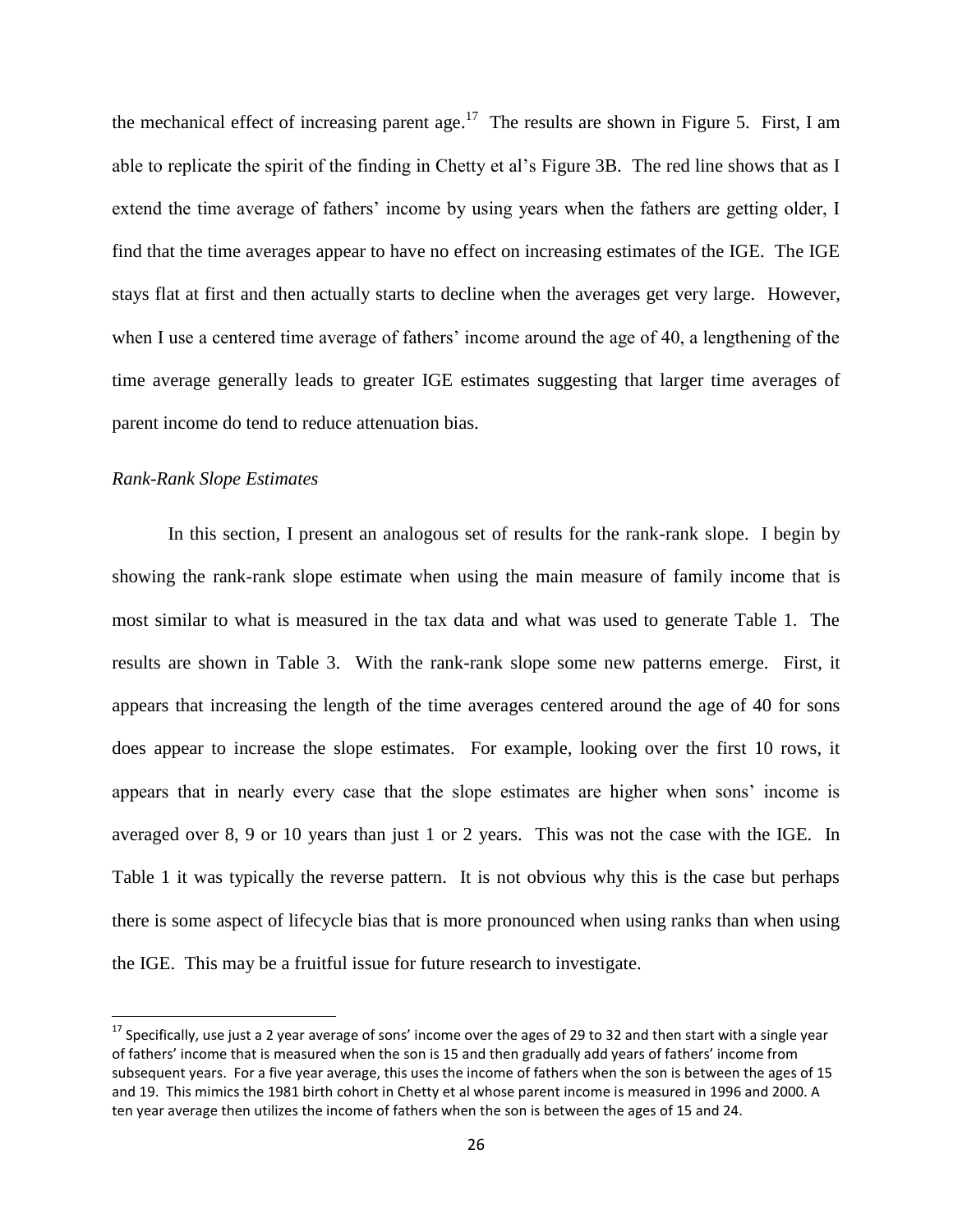the mechanical effect of increasing parent age.[17] The results are shown in Figure 5. First, I am able to replicate the spirit of the finding in Chetty et al's Figure 3B. The red line shows that as I extend the time average of fathers' income by using years when the fathers are getting older, I find that the time averages appear to have no effect on increasing estimates of the IGE. The IGE stays flat at first and then actually starts to decline when the averages get very large. However, when I use a centered time average of fathers' income around the age of 40, a lengthening of the time average generally leads to greater IGE estimates suggesting that larger time averages of parent income do tend to reduce attenuation bias.

*Rank-Rank Slope Estimates*

In this section, I present an analogous set of results for the rank-rank slope. I begin by showing the rank-rank slope estimate when using the main measure of family income that is most similar to what is measured in the tax data and what was used to generate Table 1. The results are shown in Table 3. With the rank-rank slope some new patterns emerge. First, it appears that increasing the length of the time averages centered around the age of 40 for sons does appear to increase the slope estimates. For example, looking over the first 10 rows, it appears that in nearly every case that the slope estimates are higher when sons' income is averaged over 8, 9 or 10 years than just 1 or 2 years. This was not the case with the IGE. In Table 1 it was typically the reverse pattern. It is not obvious why this is the case but perhaps there is some aspect of lifecycle bias that is more pronounced when using ranks than when using the IGE. This may be a fruitful issue for future research to investigate.

[17] Specifically, use just a 2 year average of sons' income over the ages of 29 to 32 and then start with a single year of fathers' income that is measured when the son is 15 and then gradually add years of fathers' income from subsequent years. For a five year average, this uses the income of fathers when the son is between the ages of 15 and 19. This mimics the 1981 birth cohort in Chetty et al whose parent income is measured in 1996 and 2000. A ten year average then utilizes the income of fathers when the son is between the ages of 15 and 24.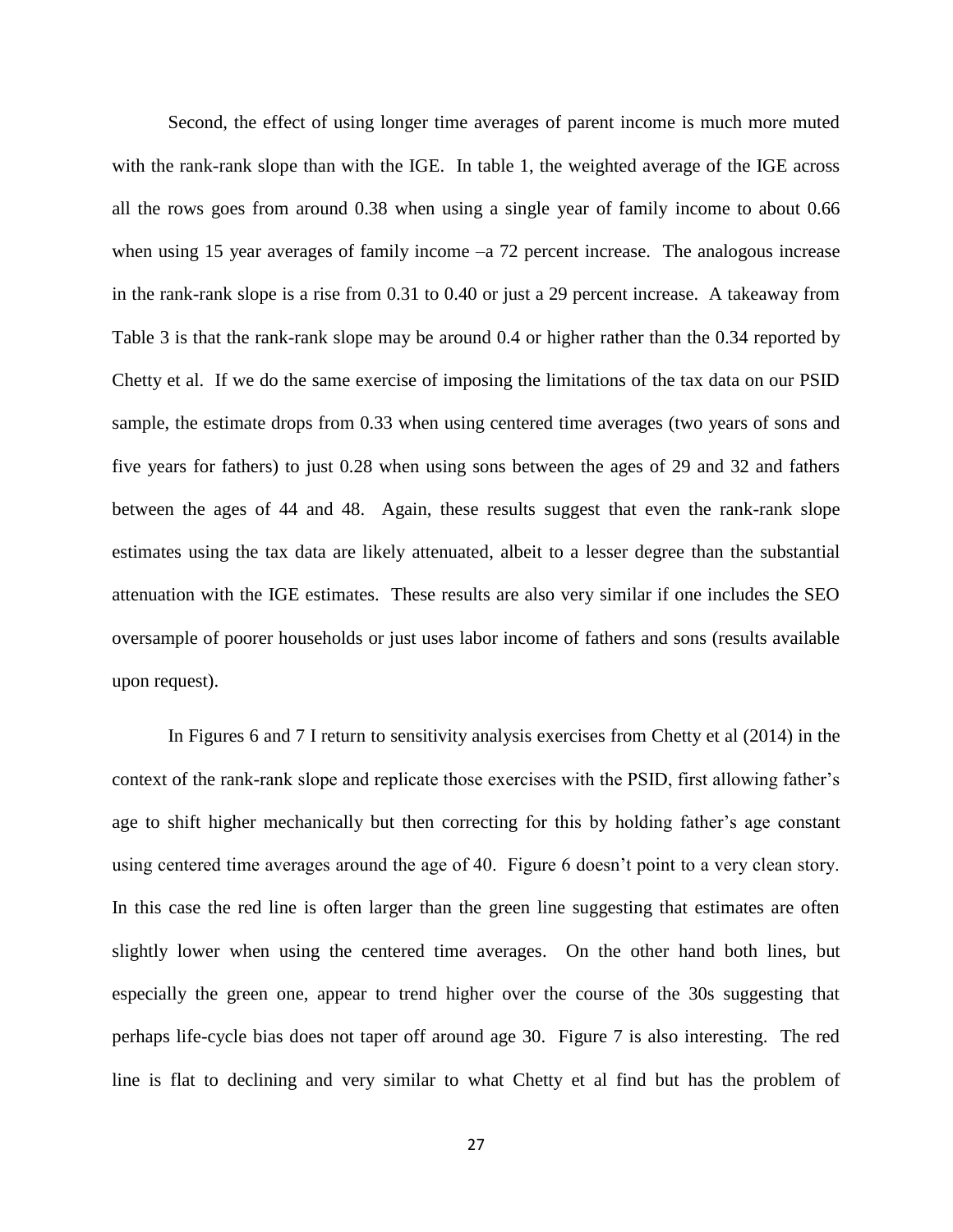Second, the effect of using longer time averages of parent income is much more muted with the rank-rank slope than with the IGE. In table 1, the weighted average of the IGE across all the rows goes from around 0.38 when using a single year of family income to about 0.66 when using 15 year averages of family income –a 72 percent increase. The analogous increase in the rank-rank slope is a rise from 0.31 to 0.40 or just a 29 percent increase. A takeaway from Table 3 is that the rank-rank slope may be around 0.4 or higher rather than the 0.34 reported by Chetty et al. If we do the same exercise of imposing the limitations of the tax data on our PSID sample, the estimate drops from 0.33 when using centered time averages (two years of sons and five years for fathers) to just 0.28 when using sons between the ages of 29 and 32 and fathers between the ages of 44 and 48. Again, these results suggest that even the rank-rank slope estimates using the tax data are likely attenuated, albeit to a lesser degree than the substantial attenuation with the IGE estimates. These results are also very similar if one includes the SEO oversample of poorer households or just uses labor income of fathers and sons (results available upon request).

In Figures 6 and 7 I return to sensitivity analysis exercises from Chetty et al (2014) in the context of the rank-rank slope and replicate those exercises with the PSID, first allowing father's age to shift higher mechanically but then correcting for this by holding father's age constant using centered time averages around the age of 40. Figure 6 doesn't point to a very clean story. In this case the red line is often larger than the green line suggesting that estimates are often slightly lower when using the centered time averages. On the other hand both lines, but especially the green one, appear to trend higher over the course of the 30s suggesting that perhaps life-cycle bias does not taper off around age 30. Figure 7 is also interesting. The red line is flat to declining and very similar to what Chetty et al find but has the problem of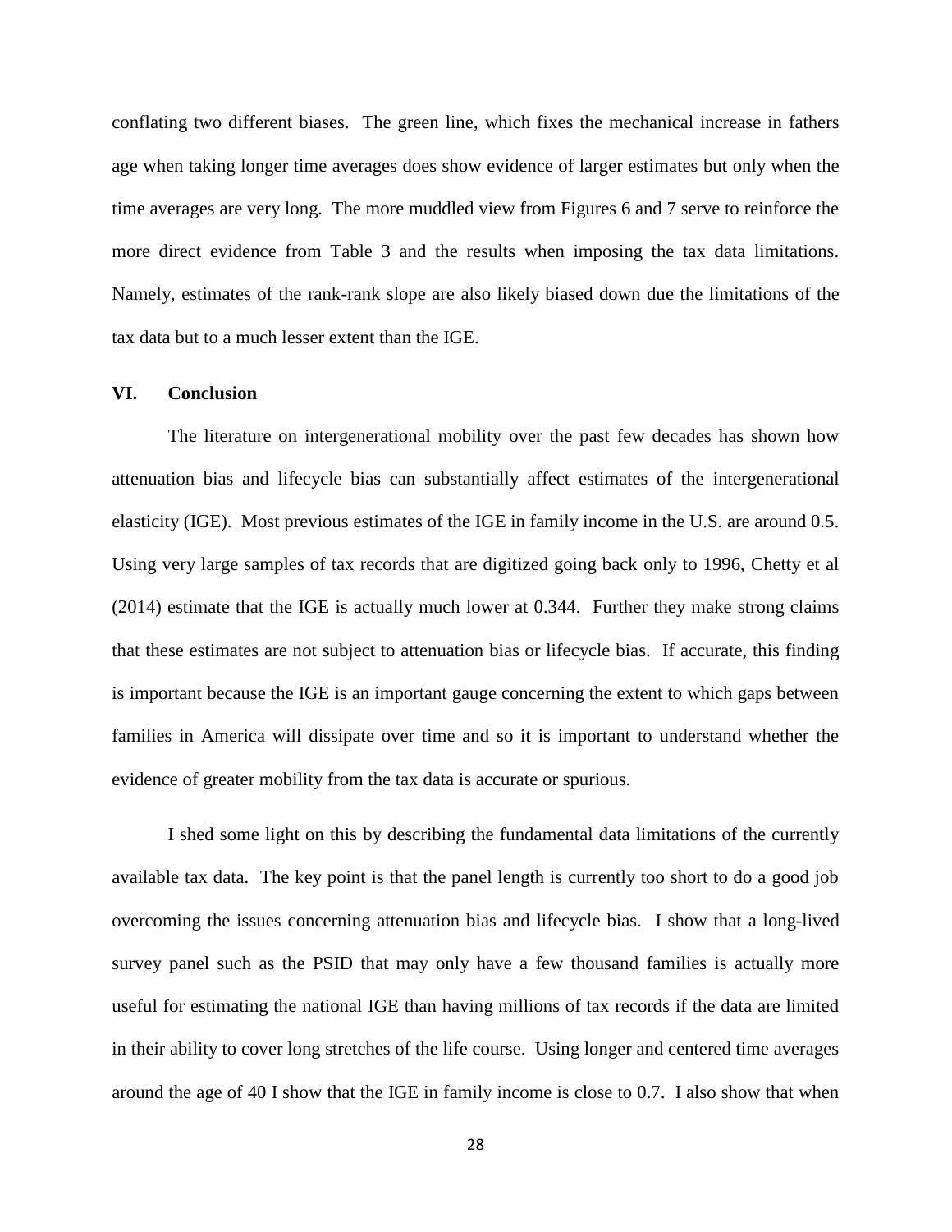conflating two different biases. The green line, which fixes the mechanical increase in fathers age when taking longer time averages does show evidence of larger estimates but only when the time averages are very long. The more muddled view from Figures 6 and 7 serve to reinforce the more direct evidence from Table 3 and the results when imposing the tax data limitations. Namely, estimates of the rank-rank slope are also likely biased down due the limitations of the tax data but to a much lesser extent than the IGE.

## VI. Conclusion

The literature on intergenerational mobility over the past few decades has shown how attenuation bias and lifecycle bias can substantially affect estimates of the intergenerational elasticity (IGE). Most previous estimates of the IGE in family income in the U.S. are around 0.5. Using very large samples of tax records that are digitized going back only to 1996, Chetty et al (2014) estimate that the IGE is actually much lower at 0.344. Further they make strong claims that these estimates are not subject to attenuation bias or lifecycle bias. If accurate, this finding is important because the IGE is an important gauge concerning the extent to which gaps between families in America will dissipate over time and so it is important to understand whether the evidence of greater mobility from the tax data is accurate or spurious.

I shed some light on this by describing the fundamental data limitations of the currently available tax data. The key point is that the panel length is currently too short to do a good job overcoming the issues concerning attenuation bias and lifecycle bias. I show that a long-lived survey panel such as the PSID that may only have a few thousand families is actually more useful for estimating the national IGE than having millions of tax records if the data are limited in their ability to cover long stretches of the life course. Using longer and centered time averages around the age of 40 I show that the IGE in family income is close to 0.7. I also show that when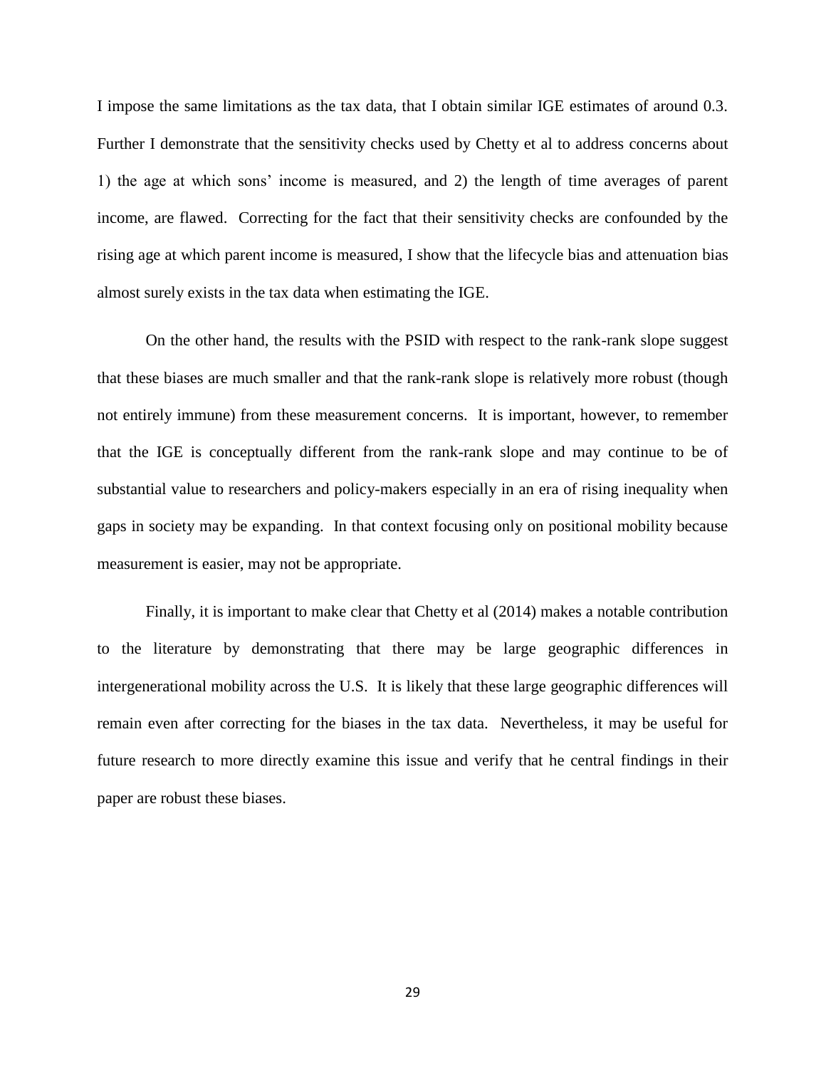I impose the same limitations as the tax data, that I obtain similar IGE estimates of around 0.3. Further I demonstrate that the sensitivity checks used by Chetty et al to address concerns about 1) the age at which sons' income is measured, and 2) the length of time averages of parent income, are flawed. Correcting for the fact that their sensitivity checks are confounded by the rising age at which parent income is measured, I show that the lifecycle bias and attenuation bias almost surely exists in the tax data when estimating the IGE.

On the other hand, the results with the PSID with respect to the rank-rank slope suggest that these biases are much smaller and that the rank-rank slope is relatively more robust (though not entirely immune) from these measurement concerns. It is important, however, to remember that the IGE is conceptually different from the rank-rank slope and may continue to be of substantial value to researchers and policy-makers especially in an era of rising inequality when gaps in society may be expanding. In that context focusing only on positional mobility because measurement is easier, may not be appropriate.

Finally, it is important to make clear that Chetty et al (2014) makes a notable contribution to the literature by demonstrating that there may be large geographic differences in intergenerational mobility across the U.S. It is likely that these large geographic differences will remain even after correcting for the biases in the tax data. Nevertheless, it may be useful for future research to more directly examine this issue and verify that he central findings in their paper are robust these biases.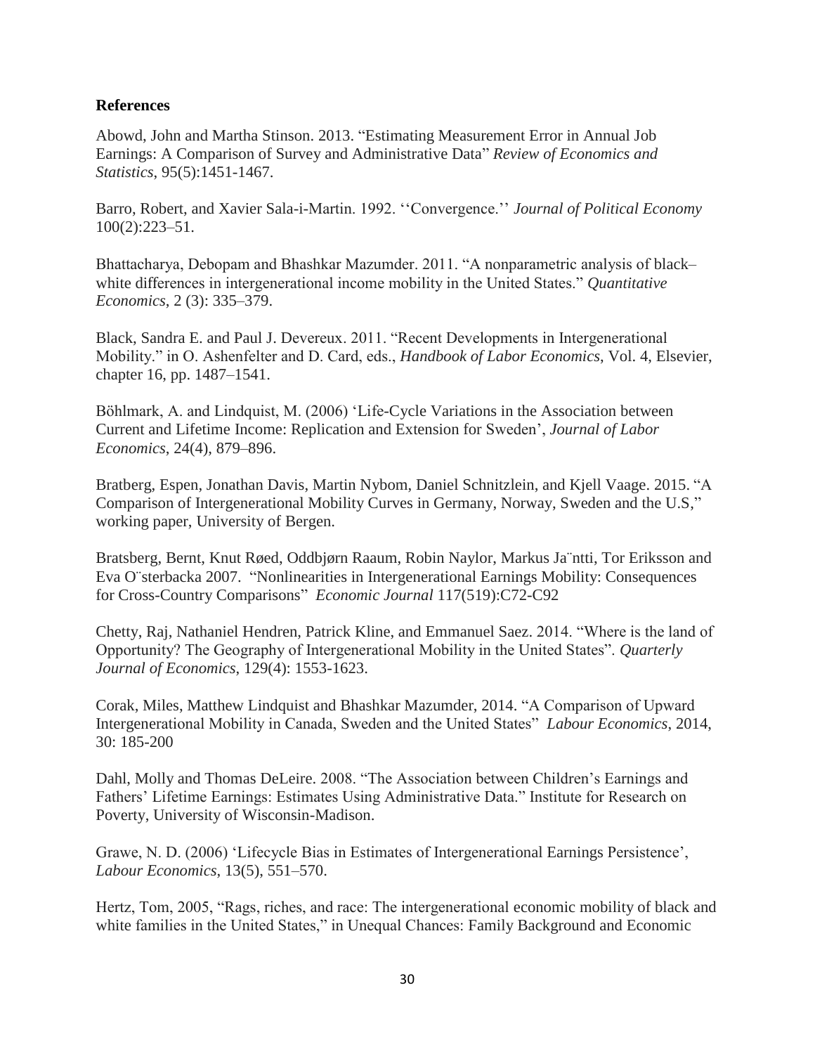**References**

Abowd, John and Martha Stinson. 2013. "Estimating Measurement Error in Annual Job Earnings: A Comparison of Survey and Administrative Data" *Review of Economics and Statistics*, 95(5):1451-1467.

Barro, Robert, and Xavier Sala-i-Martin. 1992. ''Convergence.'' *Journal of Political Economy* 100(2):223–51.

Bhattacharya, Debopam and Bhashkar Mazumder. 2011. "A nonparametric analysis of black–white differences in intergenerational income mobility in the United States." *Quantitative Economics*, 2 (3): 335–379.

Black, Sandra E. and Paul J. Devereux. 2011. "Recent Developments in Intergenerational Mobility." in O. Ashenfelter and D. Card, eds., *Handbook of Labor Economics*, Vol. 4, Elsevier, chapter 16, pp. 1487–1541.

Böhlmark, A. and Lindquist, M. (2006) 'Life-Cycle Variations in the Association between Current and Lifetime Income: Replication and Extension for Sweden', *Journal of Labor Economics*, 24(4), 879–896.

Bratberg, Espen, Jonathan Davis, Martin Nybom, Daniel Schnitzlein, and Kjell Vaage. 2015. "A Comparison of Intergenerational Mobility Curves in Germany, Norway, Sweden and the U.S," working paper, University of Bergen.

Bratsberg, Bernt, Knut Røed, Oddbjørn Raaum, Robin Naylor, Markus Jäntti, Tor Eriksson and Eva Österbacka 2007. "Nonlinearities in Intergenerational Earnings Mobility: Consequences for Cross-Country Comparisons" *Economic Journal* 117(519):C72-C92

Chetty, Raj, Nathaniel Hendren, Patrick Kline, and Emmanuel Saez. 2014. "Where is the land of Opportunity? The Geography of Intergenerational Mobility in the United States". *Quarterly Journal of Economics*, 129(4): 1553-1623.

Corak, Miles, Matthew Lindquist and Bhashkar Mazumder, 2014. "A Comparison of Upward Intergenerational Mobility in Canada, Sweden and the United States" *Labour Economics*, 2014, 30: 185-200

Dahl, Molly and Thomas DeLeire. 2008. "The Association between Children's Earnings and Fathers' Lifetime Earnings: Estimates Using Administrative Data." Institute for Research on Poverty, University of Wisconsin-Madison.

Grawe, N. D. (2006) 'Lifecycle Bias in Estimates of Intergenerational Earnings Persistence', *Labour Economics*, 13(5), 551–570.

Hertz, Tom, 2005, "Rags, riches, and race: The intergenerational economic mobility of black and white families in the United States," in Unequal Chances: Family Background and Economic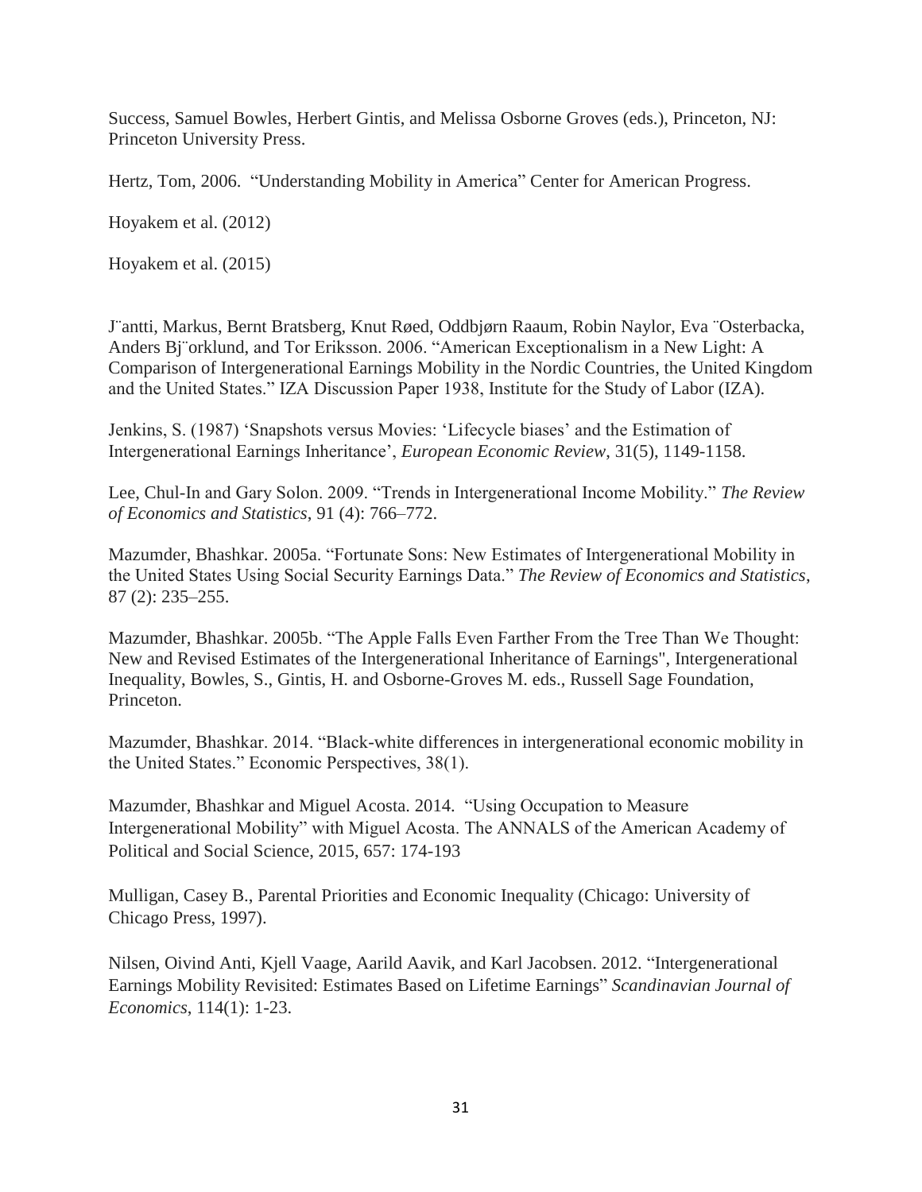Success, Samuel Bowles, Herbert Gintis, and Melissa Osborne Groves (eds.), Princeton, NJ: Princeton University Press.

Hertz, Tom, 2006. "Understanding Mobility in America" Center for American Progress.

Hoyakem et al. (2012)

Hoyakem et al. (2015)

J¨antti, Markus, Bernt Bratsberg, Knut Røed, Oddbjørn Raaum, Robin Naylor, Eva ¨Osterbacka, Anders Bj¨orklund, and Tor Eriksson. 2006. "American Exceptionalism in a New Light: A Comparison of Intergenerational Earnings Mobility in the Nordic Countries, the United Kingdom and the United States." IZA Discussion Paper 1938, Institute for the Study of Labor (IZA).

Jenkins, S. (1987) 'Snapshots versus Movies: 'Lifecycle biases' and the Estimation of Intergenerational Earnings Inheritance', *European Economic Review*, 31(5), 1149-1158.

Lee, Chul-In and Gary Solon. 2009. "Trends in Intergenerational Income Mobility." *The Review of Economics and Statistics*, 91 (4): 766–772.

Mazumder, Bhashkar. 2005a. "Fortunate Sons: New Estimates of Intergenerational Mobility in the United States Using Social Security Earnings Data." *The Review of Economics and Statistics*, 87 (2): 235–255.

Mazumder, Bhashkar. 2005b. "The Apple Falls Even Farther From the Tree Than We Thought: New and Revised Estimates of the Intergenerational Inheritance of Earnings", Intergenerational Inequality, Bowles, S., Gintis, H. and Osborne-Groves M. eds., Russell Sage Foundation, Princeton.

Mazumder, Bhashkar. 2014. "Black-white differences in intergenerational economic mobility in the United States." Economic Perspectives, 38(1).

Mazumder, Bhashkar and Miguel Acosta. 2014. "Using Occupation to Measure Intergenerational Mobility" with Miguel Acosta. The ANNALS of the American Academy of Political and Social Science, 2015, 657: 174-193

Mulligan, Casey B., Parental Priorities and Economic Inequality (Chicago: University of Chicago Press, 1997).

Nilsen, Oivind Anti, Kjell Vaage, Aarild Aavik, and Karl Jacobsen. 2012. "Intergenerational Earnings Mobility Revisited: Estimates Based on Lifetime Earnings" *Scandinavian Journal of Economics*, 114(1): 1-23.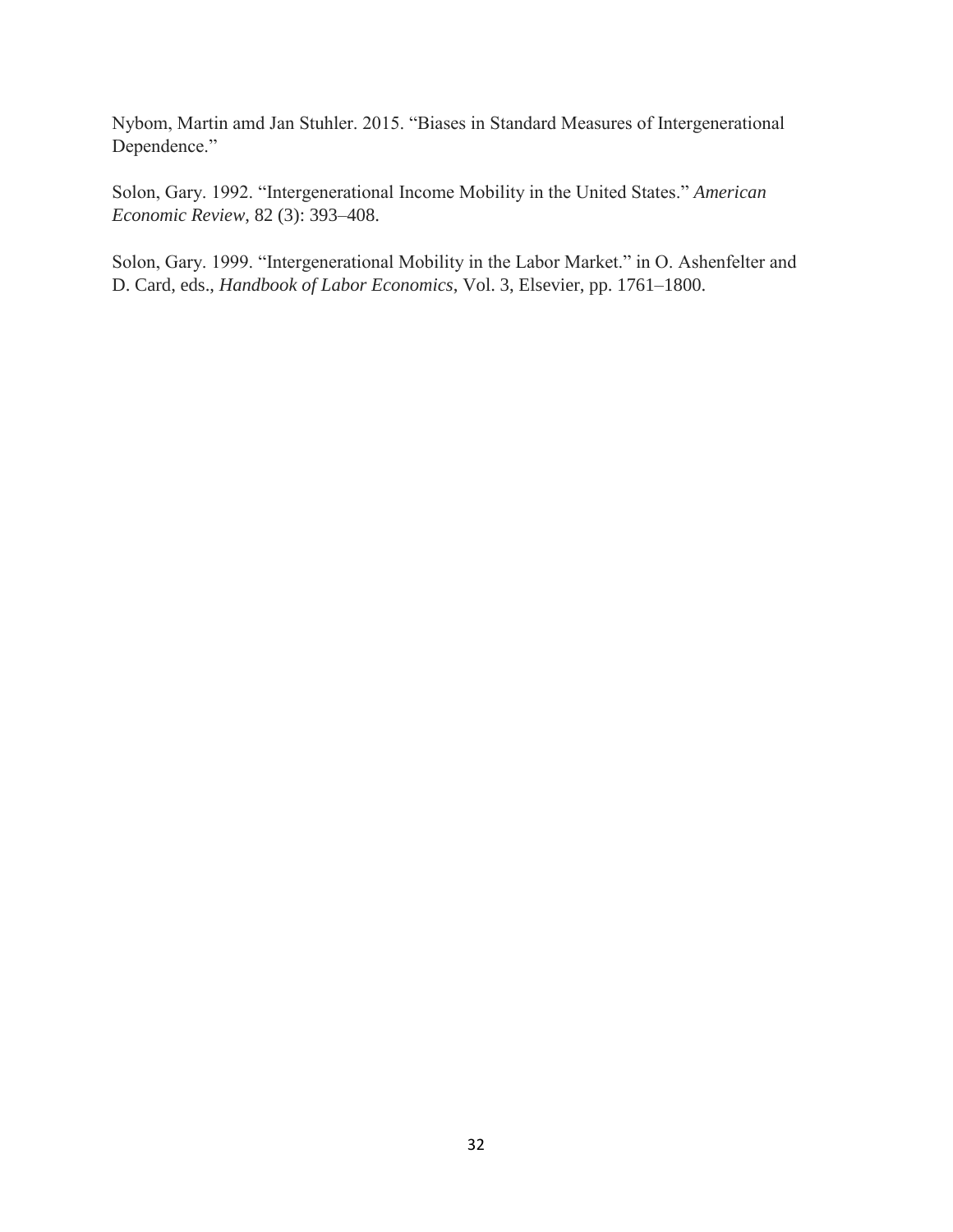Nybom, Martin amd Jan Stuhler. 2015. "Biases in Standard Measures of Intergenerational Dependence."

Solon, Gary. 1992. "Intergenerational Income Mobility in the United States." *American Economic Review*, 82 (3): 393–408.

Solon, Gary. 1999. "Intergenerational Mobility in the Labor Market." in O. Ashenfelter and D. Card, eds., *Handbook of Labor Economics*, Vol. 3, Elsevier, pp. 1761–1800.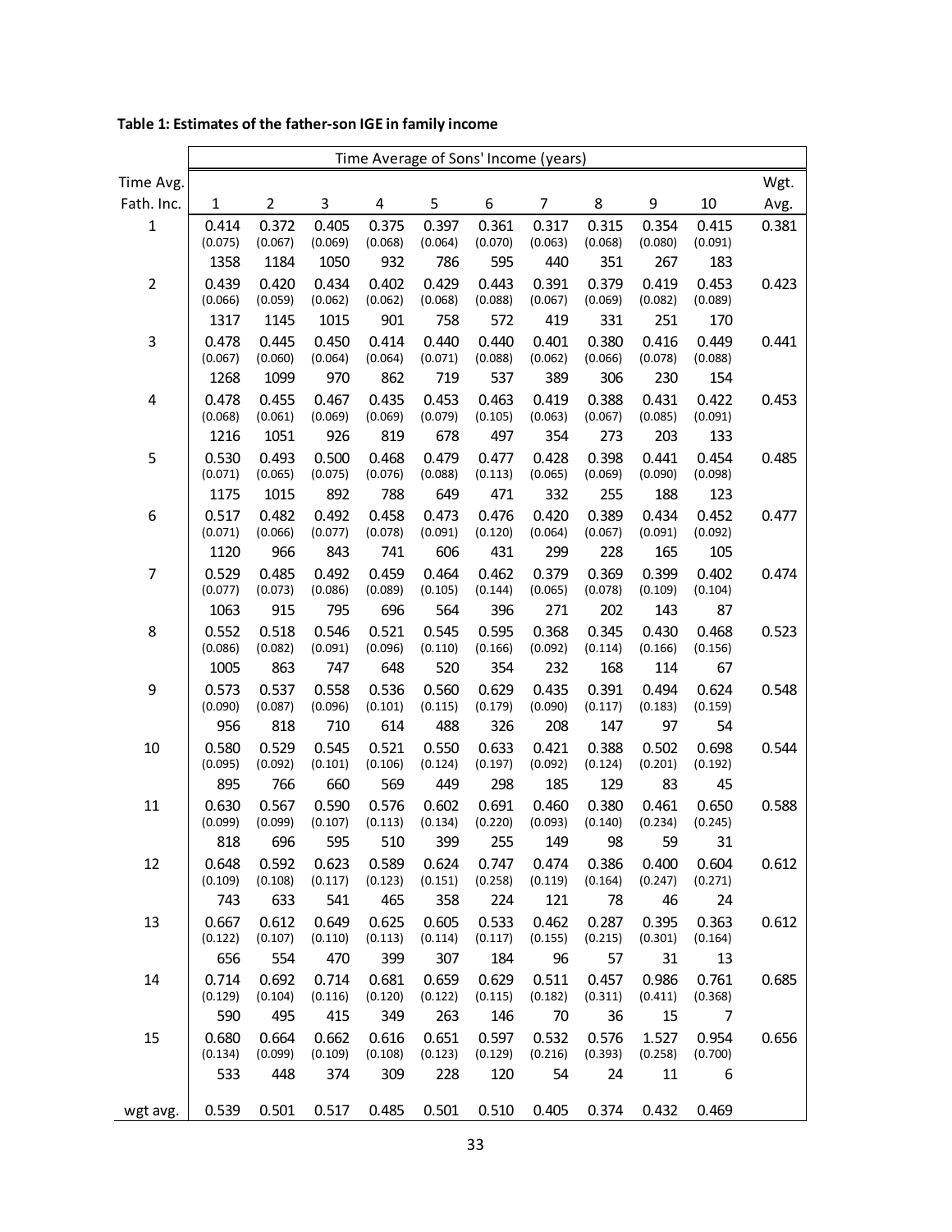**Table 1: Estimates of the father-son IGE in family income**

| Time Avg. Fath. Inc. | Time Average of Sons' Income (years) 1 | 2 | 3 | 4 | 5 | 6 | 7 | 8 | 9 | 10 | Wgt. Avg. |
|---|---|---|---|---|---|---|---|---|---|---|---|
| 1 | 0.414 | 0.372 | 0.405 | 0.375 | 0.397 | 0.361 | 0.317 | 0.315 | 0.354 | 0.415 | 0.381 |
| | (0.075) | (0.067) | (0.069) | (0.068) | (0.064) | (0.070) | (0.063) | (0.068) | (0.080) | (0.091) | |
| | 1358 | 1184 | 1050 | 932 | 786 | 595 | 440 | 351 | 267 | 183 | |
| 2 | 0.439 | 0.420 | 0.434 | 0.402 | 0.429 | 0.443 | 0.391 | 0.379 | 0.419 | 0.453 | 0.423 |
| | (0.066) | (0.059) | (0.062) | (0.062) | (0.068) | (0.088) | (0.067) | (0.069) | (0.082) | (0.089) | |
| | 1317 | 1145 | 1015 | 901 | 758 | 572 | 419 | 331 | 251 | 170 | |
| 3 | 0.478 | 0.445 | 0.450 | 0.414 | 0.440 | 0.440 | 0.401 | 0.380 | 0.416 | 0.449 | 0.441 |
| | (0.067) | (0.060) | (0.064) | (0.064) | (0.071) | (0.088) | (0.062) | (0.066) | (0.078) | (0.088) | |
| | 1268 | 1099 | 970 | 862 | 719 | 537 | 389 | 306 | 230 | 154 | |
| 4 | 0.478 | 0.455 | 0.467 | 0.435 | 0.453 | 0.463 | 0.419 | 0.388 | 0.431 | 0.422 | 0.453 |
| | (0.068) | (0.061) | (0.069) | (0.069) | (0.079) | (0.105) | (0.063) | (0.067) | (0.085) | (0.091) | |
| | 1216 | 1051 | 926 | 819 | 678 | 497 | 354 | 273 | 203 | 133 | |
| 5 | 0.530 | 0.493 | 0.500 | 0.468 | 0.479 | 0.477 | 0.428 | 0.398 | 0.441 | 0.454 | 0.485 |
| | (0.071) | (0.065) | (0.075) | (0.076) | (0.088) | (0.113) | (0.065) | (0.069) | (0.090) | (0.098) | |
| | 1175 | 1015 | 892 | 788 | 649 | 471 | 332 | 255 | 188 | 123 | |
| 6 | 0.517 | 0.482 | 0.492 | 0.458 | 0.473 | 0.476 | 0.420 | 0.389 | 0.434 | 0.452 | 0.477 |
| | (0.071) | (0.066) | (0.077) | (0.078) | (0.091) | (0.120) | (0.064) | (0.067) | (0.091) | (0.092) | |
| | 1120 | 966 | 843 | 741 | 606 | 431 | 299 | 228 | 165 | 105 | |
| 7 | 0.529 | 0.485 | 0.492 | 0.459 | 0.464 | 0.462 | 0.379 | 0.369 | 0.399 | 0.402 | 0.474 |
| | (0.077) | (0.073) | (0.086) | (0.089) | (0.105) | (0.144) | (0.065) | (0.078) | (0.109) | (0.104) | |
| | 1063 | 915 | 795 | 696 | 564 | 396 | 271 | 202 | 143 | 87 | |
| 8 | 0.552 | 0.518 | 0.546 | 0.521 | 0.545 | 0.595 | 0.368 | 0.345 | 0.430 | 0.468 | 0.523 |
| | (0.086) | (0.082) | (0.091) | (0.096) | (0.110) | (0.166) | (0.092) | (0.114) | (0.166) | (0.156) | |
| | 1005 | 863 | 747 | 648 | 520 | 354 | 232 | 168 | 114 | 67 | |
| 9 | 0.573 | 0.537 | 0.558 | 0.536 | 0.560 | 0.629 | 0.435 | 0.391 | 0.494 | 0.624 | 0.548 |
| | (0.090) | (0.087) | (0.096) | (0.101) | (0.115) | (0.179) | (0.090) | (0.117) | (0.183) | (0.159) | |
| | 956 | 818 | 710 | 614 | 488 | 326 | 208 | 147 | 97 | 54 | |
| 10 | 0.580 | 0.529 | 0.545 | 0.521 | 0.550 | 0.633 | 0.421 | 0.388 | 0.502 | 0.698 | 0.544 |
| | (0.095) | (0.092) | (0.101) | (0.106) | (0.124) | (0.197) | (0.092) | (0.124) | (0.201) | (0.192) | |
| | 895 | 766 | 660 | 569 | 449 | 298 | 185 | 129 | 83 | 45 | |
| 11 | 0.630 | 0.567 | 0.590 | 0.576 | 0.602 | 0.691 | 0.460 | 0.380 | 0.461 | 0.650 | 0.588 |
| | (0.099) | (0.099) | (0.107) | (0.113) | (0.134) | (0.220) | (0.093) | (0.140) | (0.234) | (0.245) | |
| | 818 | 696 | 595 | 510 | 399 | 255 | 149 | 98 | 59 | 31 | |
| 12 | 0.648 | 0.592 | 0.623 | 0.589 | 0.624 | 0.747 | 0.474 | 0.386 | 0.400 | 0.604 | 0.612 |
| | (0.109) | (0.108) | (0.117) | (0.123) | (0.151) | (0.258) | (0.119) | (0.164) | (0.247) | (0.271) | |
| | 743 | 633 | 541 | 465 | 358 | 224 | 121 | 78 | 46 | 24 | |
| 13 | 0.667 | 0.612 | 0.649 | 0.625 | 0.605 | 0.533 | 0.462 | 0.287 | 0.395 | 0.363 | 0.612 |
| | (0.122) | (0.107) | (0.110) | (0.113) | (0.114) | (0.117) | (0.155) | (0.215) | (0.301) | (0.164) | |
| | 656 | 554 | 470 | 399 | 307 | 184 | 96 | 57 | 31 | 13 | |
| 14 | 0.714 | 0.692 | 0.714 | 0.681 | 0.659 | 0.629 | 0.511 | 0.457 | 0.986 | 0.761 | 0.685 |
| | (0.129) | (0.104) | (0.116) | (0.120) | (0.122) | (0.115) | (0.182) | (0.311) | (0.411) | (0.368) | |
| | 590 | 495 | 415 | 349 | 263 | 146 | 70 | 36 | 15 | 7 | |
| 15 | 0.680 | 0.664 | 0.662 | 0.616 | 0.651 | 0.597 | 0.532 | 0.576 | 1.527 | 0.954 | 0.656 |
| | (0.134) | (0.099) | (0.109) | (0.108) | (0.123) | (0.129) | (0.216) | (0.393) | (0.258) | (0.700) | |
| | 533 | 448 | 374 | 309 | 228 | 120 | 54 | 24 | 11 | 6 | |
| wgt avg. | 0.539 | 0.501 | 0.517 | 0.485 | 0.501 | 0.510 | 0.405 | 0.374 | 0.432 | 0.469 | |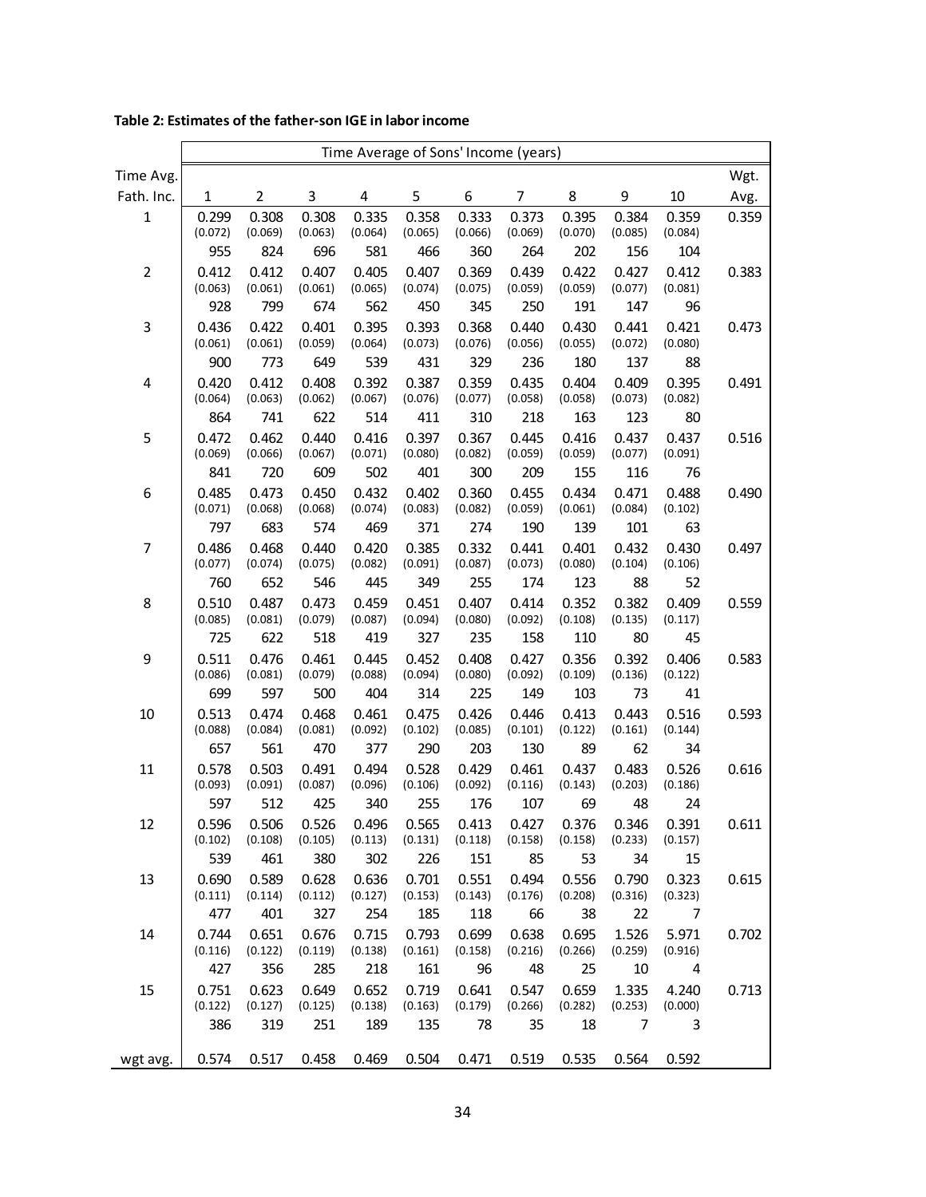**Table 2: Estimates of the father-son IGE in labor income**

| Time Avg. Fath. Inc. | Time Average of Sons' Income (years) 1 | 2 | 3 | 4 | 5 | 6 | 7 | 8 | 9 | 10 | Wgt. Avg. |
|---|---|---|---|---|---|---|---|---|---|---|---|
| 1 | 0.299 | 0.308 | 0.308 | 0.335 | 0.358 | 0.333 | 0.373 | 0.395 | 0.384 | 0.359 | 0.359 |
| | (0.072) | (0.069) | (0.063) | (0.064) | (0.065) | (0.066) | (0.069) | (0.070) | (0.085) | (0.084) | |
| | 955 | 824 | 696 | 581 | 466 | 360 | 264 | 202 | 156 | 104 | |
| 2 | 0.412 | 0.412 | 0.407 | 0.405 | 0.407 | 0.369 | 0.439 | 0.422 | 0.427 | 0.412 | 0.383 |
| | (0.063) | (0.061) | (0.061) | (0.065) | (0.074) | (0.075) | (0.059) | (0.059) | (0.077) | (0.081) | |
| | 928 | 799 | 674 | 562 | 450 | 345 | 250 | 191 | 147 | 96 | |
| 3 | 0.436 | 0.422 | 0.401 | 0.395 | 0.393 | 0.368 | 0.440 | 0.430 | 0.441 | 0.421 | 0.473 |
| | (0.061) | (0.061) | (0.059) | (0.064) | (0.073) | (0.076) | (0.056) | (0.055) | (0.072) | (0.080) | |
| | 900 | 773 | 649 | 539 | 431 | 329 | 236 | 180 | 137 | 88 | |
| 4 | 0.420 | 0.412 | 0.408 | 0.392 | 0.387 | 0.359 | 0.435 | 0.404 | 0.409 | 0.395 | 0.491 |
| | (0.064) | (0.063) | (0.062) | (0.067) | (0.076) | (0.077) | (0.058) | (0.058) | (0.073) | (0.082) | |
| | 864 | 741 | 622 | 514 | 411 | 310 | 218 | 163 | 123 | 80 | |
| 5 | 0.472 | 0.462 | 0.440 | 0.416 | 0.397 | 0.367 | 0.445 | 0.416 | 0.437 | 0.437 | 0.516 |
| | (0.069) | (0.066) | (0.067) | (0.071) | (0.080) | (0.082) | (0.059) | (0.059) | (0.077) | (0.091) | |
| | 841 | 720 | 609 | 502 | 401 | 300 | 209 | 155 | 116 | 76 | |
| 6 | 0.485 | 0.473 | 0.450 | 0.432 | 0.402 | 0.360 | 0.455 | 0.434 | 0.471 | 0.488 | 0.490 |
| | (0.071) | (0.068) | (0.068) | (0.074) | (0.083) | (0.082) | (0.059) | (0.061) | (0.084) | (0.102) | |
| | 797 | 683 | 574 | 469 | 371 | 274 | 190 | 139 | 101 | 63 | |
| 7 | 0.486 | 0.468 | 0.440 | 0.420 | 0.385 | 0.332 | 0.441 | 0.401 | 0.432 | 0.430 | 0.497 |
| | (0.077) | (0.074) | (0.075) | (0.082) | (0.091) | (0.087) | (0.073) | (0.080) | (0.104) | (0.106) | |
| | 760 | 652 | 546 | 445 | 349 | 255 | 174 | 123 | 88 | 52 | |
| 8 | 0.510 | 0.487 | 0.473 | 0.459 | 0.451 | 0.407 | 0.414 | 0.352 | 0.382 | 0.409 | 0.559 |
| | (0.085) | (0.081) | (0.079) | (0.087) | (0.094) | (0.080) | (0.092) | (0.108) | (0.135) | (0.117) | |
| | 725 | 622 | 518 | 419 | 327 | 235 | 158 | 110 | 80 | 45 | |
| 9 | 0.511 | 0.476 | 0.461 | 0.445 | 0.452 | 0.408 | 0.427 | 0.356 | 0.392 | 0.406 | 0.583 |
| | (0.086) | (0.081) | (0.079) | (0.088) | (0.094) | (0.080) | (0.092) | (0.109) | (0.136) | (0.122) | |
| | 699 | 597 | 500 | 404 | 314 | 225 | 149 | 103 | 73 | 41 | |
| 10 | 0.513 | 0.474 | 0.468 | 0.461 | 0.475 | 0.426 | 0.446 | 0.413 | 0.443 | 0.516 | 0.593 |
| | (0.088) | (0.084) | (0.081) | (0.092) | (0.102) | (0.085) | (0.101) | (0.122) | (0.161) | (0.144) | |
| | 657 | 561 | 470 | 377 | 290 | 203 | 130 | 89 | 62 | 34 | |
| 11 | 0.578 | 0.503 | 0.491 | 0.494 | 0.528 | 0.429 | 0.461 | 0.437 | 0.483 | 0.526 | 0.616 |
| | (0.093) | (0.091) | (0.087) | (0.096) | (0.106) | (0.092) | (0.116) | (0.143) | (0.203) | (0.186) | |
| | 597 | 512 | 425 | 340 | 255 | 176 | 107 | 69 | 48 | 24 | |
| 12 | 0.596 | 0.506 | 0.526 | 0.496 | 0.565 | 0.413 | 0.427 | 0.376 | 0.346 | 0.391 | 0.611 |
| | (0.102) | (0.108) | (0.105) | (0.113) | (0.131) | (0.118) | (0.158) | (0.158) | (0.233) | (0.157) | |
| | 539 | 461 | 380 | 302 | 226 | 151 | 85 | 53 | 34 | 15 | |
| 13 | 0.690 | 0.589 | 0.628 | 0.636 | 0.701 | 0.551 | 0.494 | 0.556 | 0.790 | 0.323 | 0.615 |
| | (0.111) | (0.114) | (0.112) | (0.127) | (0.153) | (0.143) | (0.176) | (0.208) | (0.316) | (0.323) | |
| | 477 | 401 | 327 | 254 | 185 | 118 | 66 | 38 | 22 | 7 | |
| 14 | 0.744 | 0.651 | 0.676 | 0.715 | 0.793 | 0.699 | 0.638 | 0.695 | 1.526 | 5.971 | 0.702 |
| | (0.116) | (0.122) | (0.119) | (0.138) | (0.161) | (0.158) | (0.216) | (0.266) | (0.259) | (0.916) | |
| | 427 | 356 | 285 | 218 | 161 | 96 | 48 | 25 | 10 | 4 | |
| 15 | 0.751 | 0.623 | 0.649 | 0.652 | 0.719 | 0.641 | 0.547 | 0.659 | 1.335 | 4.240 | 0.713 |
| | (0.122) | (0.127) | (0.125) | (0.138) | (0.163) | (0.179) | (0.266) | (0.282) | (0.253) | (0.000) | |
| | 386 | 319 | 251 | 189 | 135 | 78 | 35 | 18 | 7 | 3 | |
| wgt avg. | 0.574 | 0.517 | 0.458 | 0.469 | 0.504 | 0.471 | 0.519 | 0.535 | 0.564 | 0.592 | |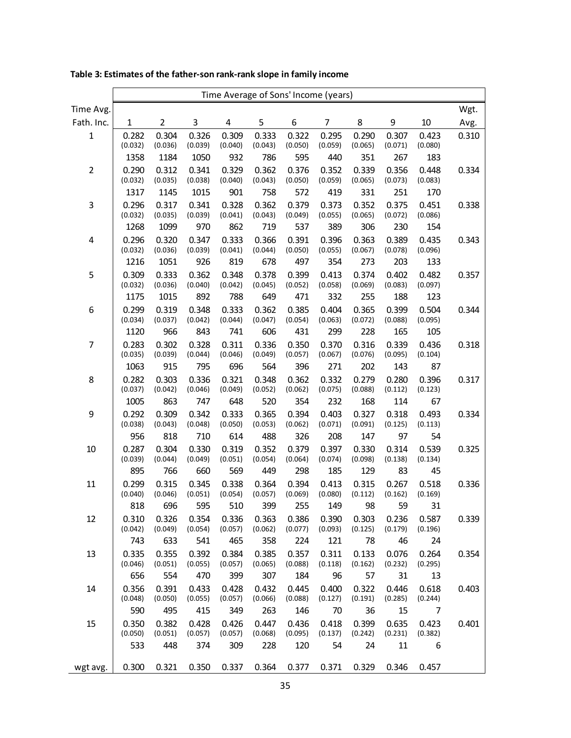**Table 3: Estimates of the father-son rank-rank slope in family income**

| | Time Average of Sons' Income (years) | | | | | | | | | | |
|---|---|---|---|---|---|---|---|---|---|---|---|
| Time Avg. Fath. Inc. | 1 | 2 | 3 | 4 | 5 | 6 | 7 | 8 | 9 | 10 | Wgt. Avg. |
| 1 | 0.282 | 0.304 | 0.326 | 0.309 | 0.333 | 0.322 | 0.295 | 0.290 | 0.307 | 0.423 | 0.310 |
| | (0.032) | (0.036) | (0.039) | (0.040) | (0.043) | (0.050) | (0.059) | (0.065) | (0.071) | (0.080) | |
| | 1358 | 1184 | 1050 | 932 | 786 | 595 | 440 | 351 | 267 | 183 | |
| 2 | 0.290 | 0.312 | 0.341 | 0.329 | 0.362 | 0.376 | 0.352 | 0.339 | 0.356 | 0.448 | 0.334 |
| | (0.032) | (0.035) | (0.038) | (0.040) | (0.043) | (0.050) | (0.059) | (0.065) | (0.073) | (0.083) | |
| | 1317 | 1145 | 1015 | 901 | 758 | 572 | 419 | 331 | 251 | 170 | |
| 3 | 0.296 | 0.317 | 0.341 | 0.328 | 0.362 | 0.379 | 0.373 | 0.352 | 0.375 | 0.451 | 0.338 |
| | (0.032) | (0.035) | (0.039) | (0.041) | (0.043) | (0.049) | (0.055) | (0.065) | (0.072) | (0.086) | |
| | 1268 | 1099 | 970 | 862 | 719 | 537 | 389 | 306 | 230 | 154 | |
| 4 | 0.296 | 0.320 | 0.347 | 0.333 | 0.366 | 0.391 | 0.396 | 0.363 | 0.389 | 0.435 | 0.343 |
| | (0.032) | (0.036) | (0.039) | (0.041) | (0.044) | (0.050) | (0.055) | (0.067) | (0.078) | (0.096) | |
| | 1216 | 1051 | 926 | 819 | 678 | 497 | 354 | 273 | 203 | 133 | |
| 5 | 0.309 | 0.333 | 0.362 | 0.348 | 0.378 | 0.399 | 0.413 | 0.374 | 0.402 | 0.482 | 0.357 |
| | (0.032) | (0.036) | (0.040) | (0.042) | (0.045) | (0.052) | (0.058) | (0.069) | (0.083) | (0.097) | |
| | 1175 | 1015 | 892 | 788 | 649 | 471 | 332 | 255 | 188 | 123 | |
| 6 | 0.299 | 0.319 | 0.348 | 0.333 | 0.362 | 0.385 | 0.404 | 0.365 | 0.399 | 0.504 | 0.344 |
| | (0.034) | (0.037) | (0.042) | (0.044) | (0.047) | (0.054) | (0.063) | (0.072) | (0.088) | (0.095) | |
| | 1120 | 966 | 843 | 741 | 606 | 431 | 299 | 228 | 165 | 105 | |
| 7 | 0.283 | 0.302 | 0.328 | 0.311 | 0.336 | 0.350 | 0.370 | 0.316 | 0.339 | 0.436 | 0.318 |
| | (0.035) | (0.039) | (0.044) | (0.046) | (0.049) | (0.057) | (0.067) | (0.076) | (0.095) | (0.104) | |
| | 1063 | 915 | 795 | 696 | 564 | 396 | 271 | 202 | 143 | 87 | |
| 8 | 0.282 | 0.303 | 0.336 | 0.321 | 0.348 | 0.362 | 0.332 | 0.279 | 0.280 | 0.396 | 0.317 |
| | (0.037) | (0.042) | (0.046) | (0.049) | (0.052) | (0.062) | (0.075) | (0.088) | (0.112) | (0.123) | |
| | 1005 | 863 | 747 | 648 | 520 | 354 | 232 | 168 | 114 | 67 | |
| 9 | 0.292 | 0.309 | 0.342 | 0.333 | 0.365 | 0.394 | 0.403 | 0.327 | 0.318 | 0.493 | 0.334 |
| | (0.038) | (0.043) | (0.048) | (0.050) | (0.053) | (0.062) | (0.071) | (0.091) | (0.125) | (0.113) | |
| | 956 | 818 | 710 | 614 | 488 | 326 | 208 | 147 | 97 | 54 | |
| 10 | 0.287 | 0.304 | 0.330 | 0.319 | 0.352 | 0.379 | 0.397 | 0.330 | 0.314 | 0.539 | 0.325 |
| | (0.039) | (0.044) | (0.049) | (0.051) | (0.054) | (0.064) | (0.074) | (0.098) | (0.138) | (0.134) | |
| | 895 | 766 | 660 | 569 | 449 | 298 | 185 | 129 | 83 | 45 | |
| 11 | 0.299 | 0.315 | 0.345 | 0.338 | 0.364 | 0.394 | 0.413 | 0.315 | 0.267 | 0.518 | 0.336 |
| | (0.040) | (0.046) | (0.051) | (0.054) | (0.057) | (0.069) | (0.080) | (0.112) | (0.162) | (0.169) | |
| | 818 | 696 | 595 | 510 | 399 | 255 | 149 | 98 | 59 | 31 | |
| 12 | 0.310 | 0.326 | 0.354 | 0.336 | 0.363 | 0.386 | 0.390 | 0.303 | 0.236 | 0.587 | 0.339 |
| | (0.042) | (0.049) | (0.054) | (0.057) | (0.062) | (0.077) | (0.093) | (0.125) | (0.179) | (0.196) | |
| | 743 | 633 | 541 | 465 | 358 | 224 | 121 | 78 | 46 | 24 | |
| 13 | 0.335 | 0.355 | 0.392 | 0.384 | 0.385 | 0.357 | 0.311 | 0.133 | 0.076 | 0.264 | 0.354 |
| | (0.046) | (0.051) | (0.055) | (0.057) | (0.065) | (0.088) | (0.118) | (0.162) | (0.232) | (0.295) | |
| | 656 | 554 | 470 | 399 | 307 | 184 | 96 | 57 | 31 | 13 | |
| 14 | 0.356 | 0.391 | 0.433 | 0.428 | 0.432 | 0.445 | 0.400 | 0.322 | 0.446 | 0.618 | 0.403 |
| | (0.048) | (0.050) | (0.055) | (0.057) | (0.066) | (0.088) | (0.127) | (0.191) | (0.285) | (0.244) | |
| | 590 | 495 | 415 | 349 | 263 | 146 | 70 | 36 | 15 | 7 | |
| 15 | 0.350 | 0.382 | 0.428 | 0.426 | 0.447 | 0.436 | 0.418 | 0.399 | 0.635 | 0.423 | 0.401 |
| | (0.050) | (0.051) | (0.057) | (0.057) | (0.068) | (0.095) | (0.137) | (0.242) | (0.231) | (0.382) | |
| | 533 | 448 | 374 | 309 | 228 | 120 | 54 | 24 | 11 | 6 | |
| wgt avg. | 0.300 | 0.321 | 0.350 | 0.337 | 0.364 | 0.377 | 0.371 | 0.329 | 0.346 | 0.457 | |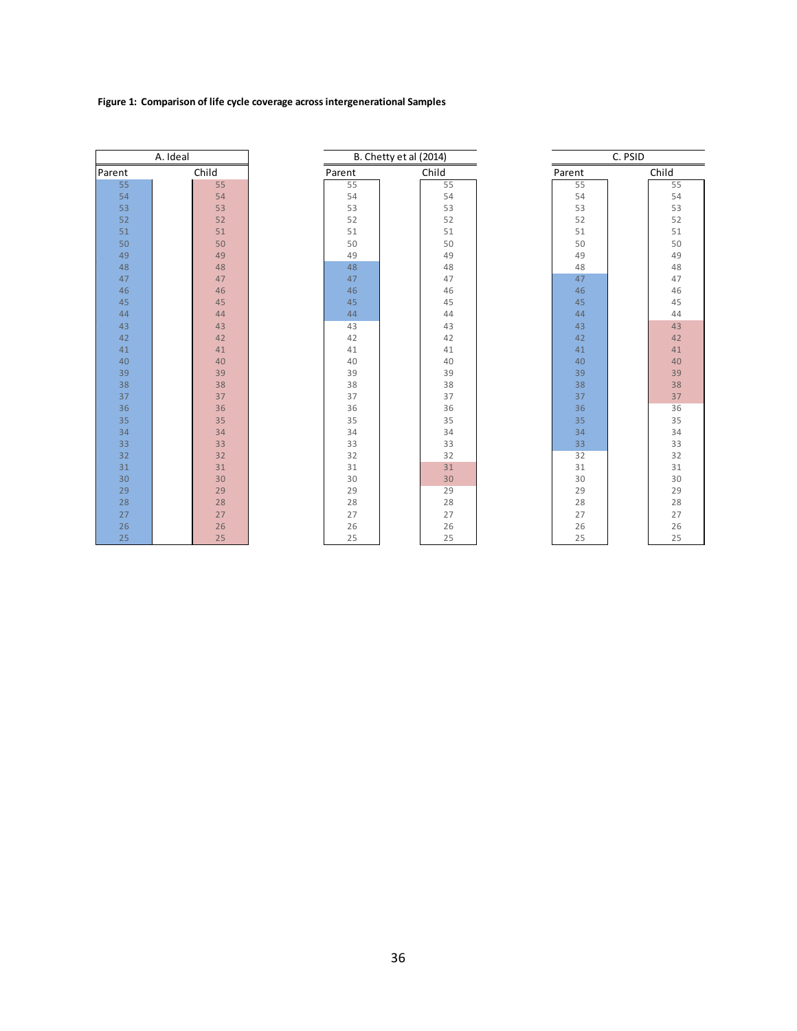**Figure 1: Comparison of life cycle coverage across intergenerational Samples**

Shaded cells in the original figure are shown in **bold**.

| A. Ideal | | B. Chetty et al (2014) | | C. PSID | |
|---|---|---|---|---|---|
| Parent | Child | Parent | Child | Parent | Child |
| **55** | **55** | 55 | 55 | 55 | 55 |
| **54** | **54** | 54 | 54 | 54 | 54 |
| **53** | **53** | 53 | 53 | 53 | 53 |
| **52** | **52** | 52 | 52 | 52 | 52 |
| **51** | **51** | 51 | 51 | 51 | 51 |
| **50** | **50** | 50 | 50 | 50 | 50 |
| **49** | **49** | 49 | 49 | 49 | 49 |
| **48** | **48** | **48** | 48 | 48 | 48 |
| **47** | **47** | **47** | 47 | **47** | 47 |
| **46** | **46** | **46** | 46 | **46** | 46 |
| **45** | **45** | **45** | 45 | **45** | 45 |
| **44** | **44** | **44** | 44 | **44** | 44 |
| **43** | **43** | 43 | 43 | **43** | **43** |
| **42** | **42** | 42 | 42 | **42** | **42** |
| **41** | **41** | 41 | 41 | **41** | **41** |
| **40** | **40** | 40 | 40 | **40** | **40** |
| **39** | **39** | 39 | 39 | **39** | **39** |
| **38** | **38** | 38 | 38 | **38** | **38** |
| **37** | **37** | 37 | 37 | **37** | **37** |
| **36** | **36** | 36 | 36 | **36** | 36 |
| **35** | **35** | 35 | 35 | **35** | 35 |
| **34** | **34** | 34 | 34 | **34** | 34 |
| **33** | **33** | 33 | 33 | **33** | 33 |
| **32** | **32** | 32 | 32 | 32 | 32 |
| **31** | **31** | 31 | **31** | 31 | 31 |
| **30** | **30** | 30 | **30** | 30 | 30 |
| **29** | **29** | 29 | 29 | 29 | 29 |
| **28** | **28** | 28 | 28 | 28 | 28 |
| **27** | **27** | 27 | 27 | 27 | 27 |
| **26** | **26** | 26 | 26 | 26 | 26 |
| **25** | **25** | 25 | 25 | 25 | 25 |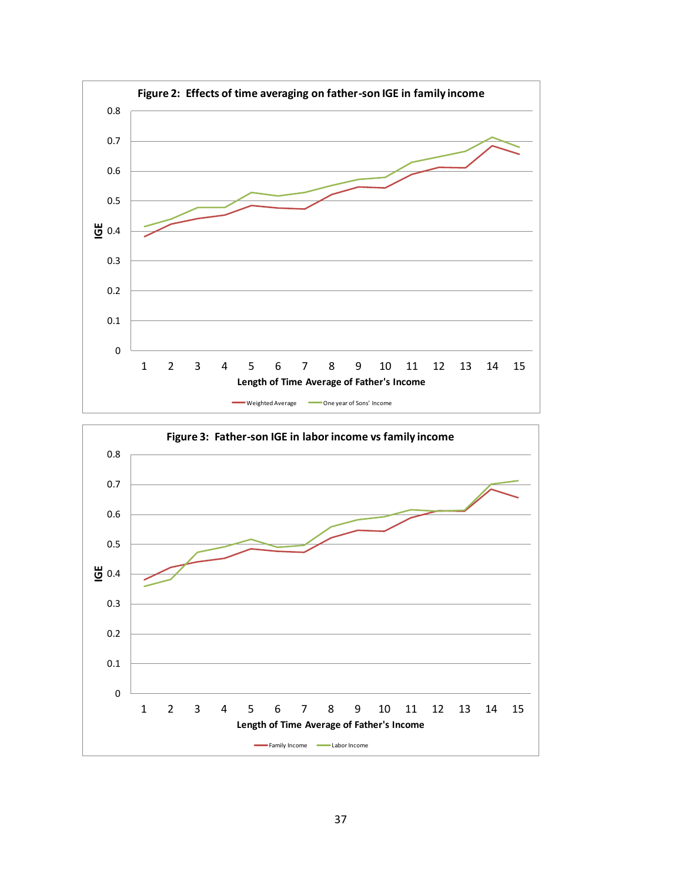**Figure 2: Effects of time averaging on father-son IGE in family income**

**Figure 3: Father-son IGE in labor income vs family income**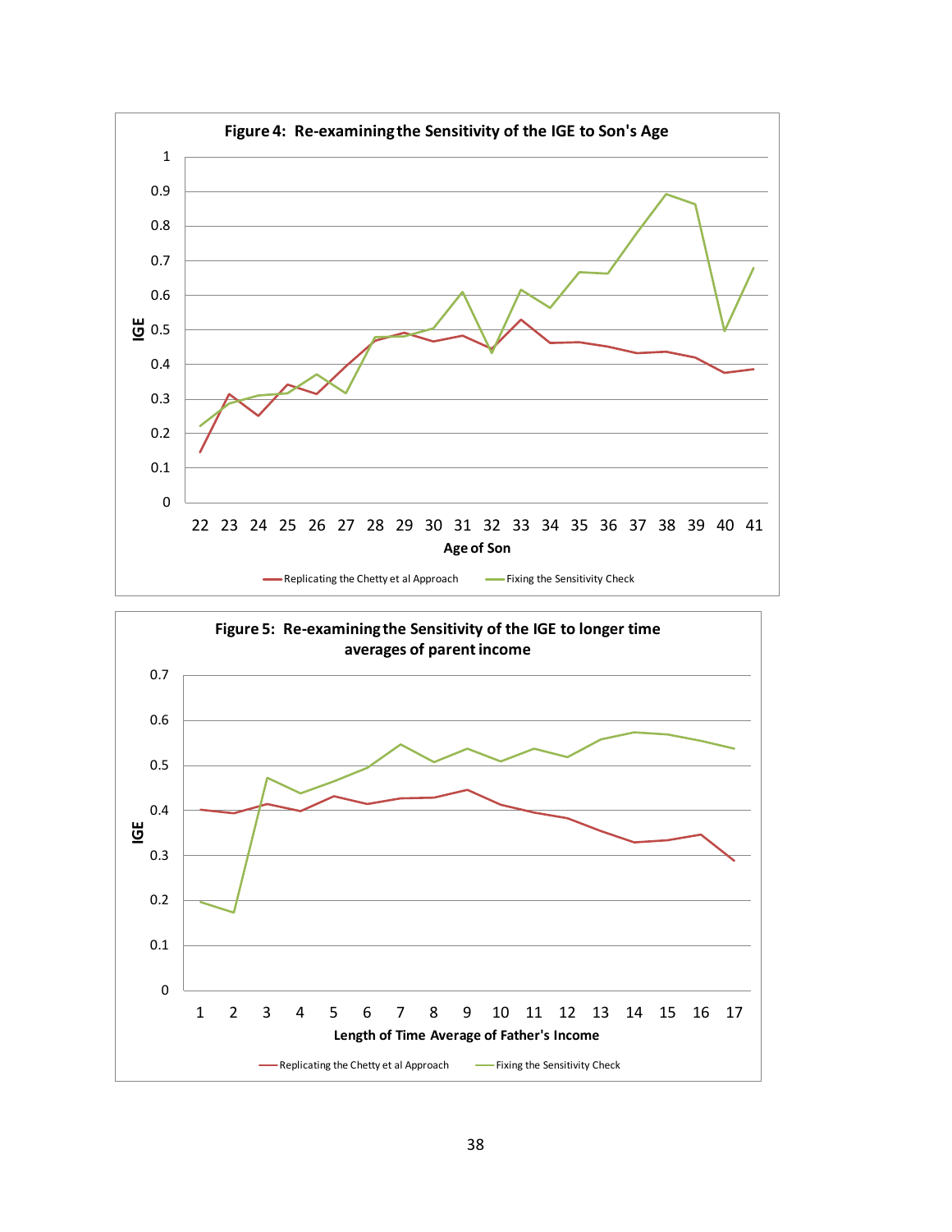**Figure 4: Re-examining the Sensitivity of the IGE to Son's Age**

**Figure 5: Re-examining the Sensitivity of the IGE to longer time averages of parent income**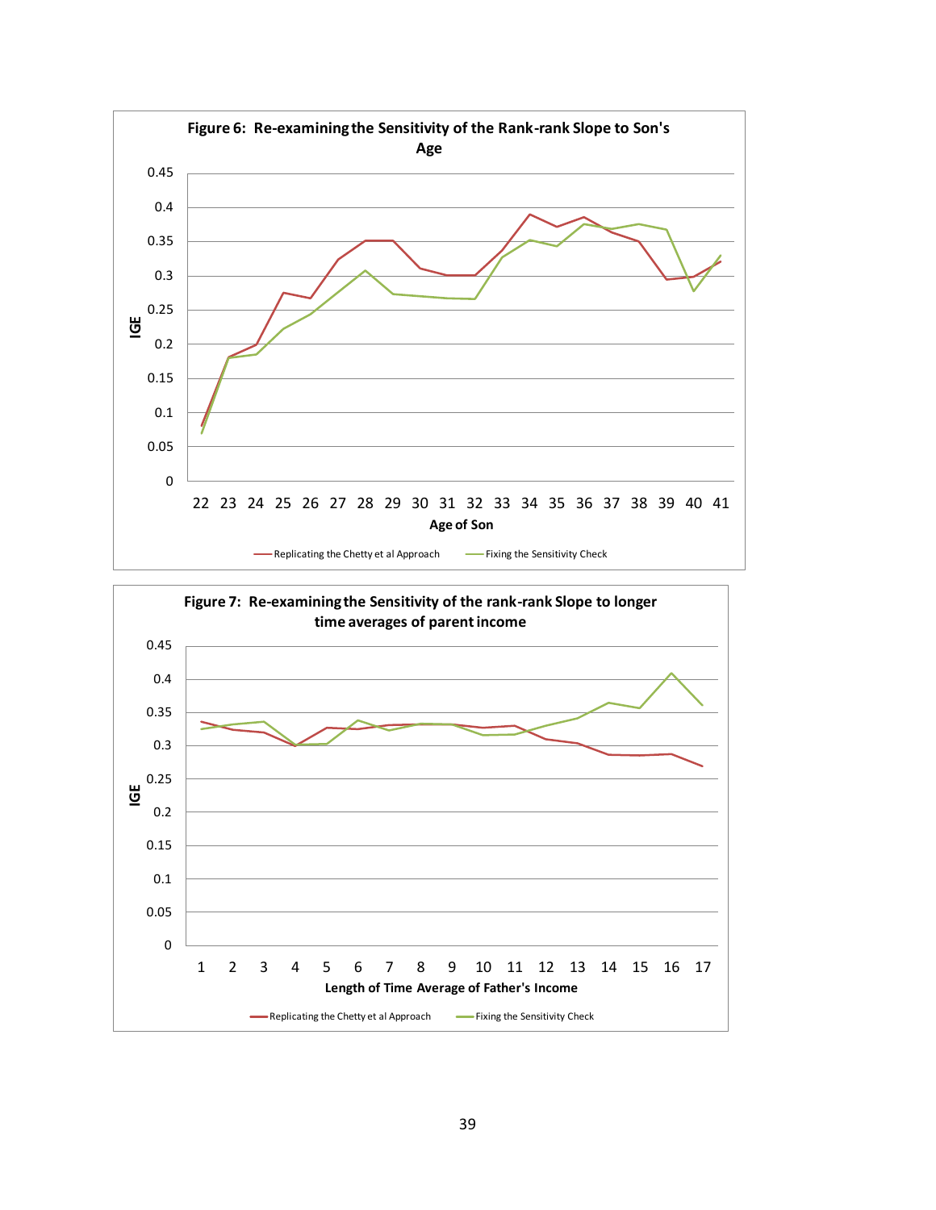**Figure 6: Re-examining the Sensitivity of the Rank-rank Slope to Son's Age**

IGE

Age of Son

Replicating the Chetty et al Approach — Fixing the Sensitivity Check

**Figure 7: Re-examining the Sensitivity of the rank-rank Slope to longer time averages of parent income**

IGE

Length of Time Average of Father's Income

Replicating the Chetty et al Approach — Fixing the Sensitivity Check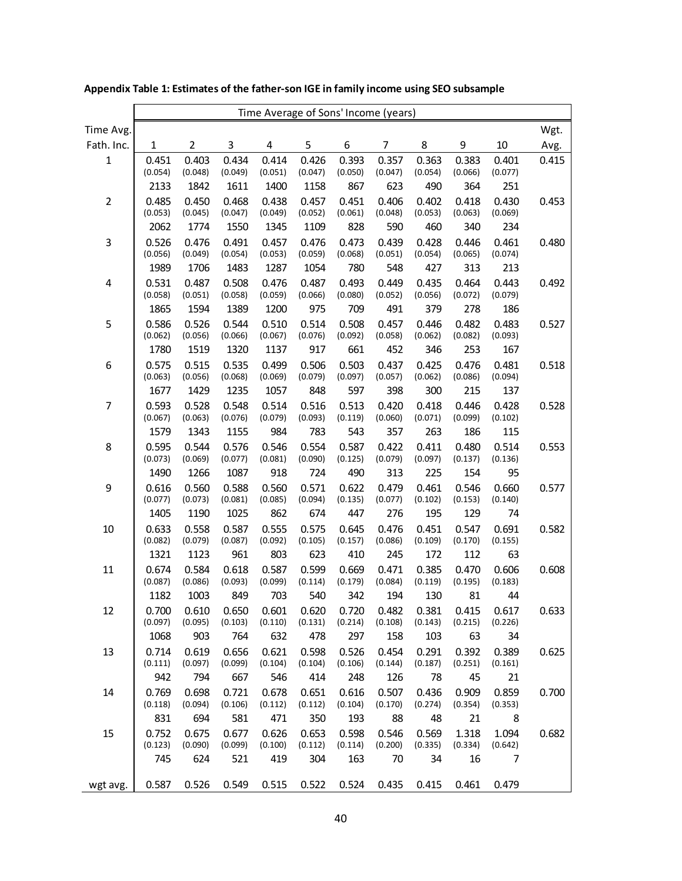**Appendix Table 1: Estimates of the father-son IGE in family income using SEO subsample**

| | Time Average of Sons' Income (years) | | | | | | | | | | |
|---|---|---|---|---|---|---|---|---|---|---|---|
| Time Avg. Fath. Inc. | 1 | 2 | 3 | 4 | 5 | 6 | 7 | 8 | 9 | 10 | Wgt. Avg. |
| 1 | 0.451 | 0.403 | 0.434 | 0.414 | 0.426 | 0.393 | 0.357 | 0.363 | 0.383 | 0.401 | 0.415 |
| | (0.054) | (0.048) | (0.049) | (0.051) | (0.047) | (0.050) | (0.047) | (0.054) | (0.066) | (0.077) | |
| | 2133 | 1842 | 1611 | 1400 | 1158 | 867 | 623 | 490 | 364 | 251 | |
| 2 | 0.485 | 0.450 | 0.468 | 0.438 | 0.457 | 0.451 | 0.406 | 0.402 | 0.418 | 0.430 | 0.453 |
| | (0.053) | (0.045) | (0.047) | (0.049) | (0.052) | (0.061) | (0.048) | (0.053) | (0.063) | (0.069) | |
| | 2062 | 1774 | 1550 | 1345 | 1109 | 828 | 590 | 460 | 340 | 234 | |
| 3 | 0.526 | 0.476 | 0.491 | 0.457 | 0.476 | 0.473 | 0.439 | 0.428 | 0.446 | 0.461 | 0.480 |
| | (0.056) | (0.049) | (0.054) | (0.053) | (0.059) | (0.068) | (0.051) | (0.054) | (0.065) | (0.074) | |
| | 1989 | 1706 | 1483 | 1287 | 1054 | 780 | 548 | 427 | 313 | 213 | |
| 4 | 0.531 | 0.487 | 0.508 | 0.476 | 0.487 | 0.493 | 0.449 | 0.435 | 0.464 | 0.443 | 0.492 |
| | (0.058) | (0.051) | (0.058) | (0.059) | (0.066) | (0.080) | (0.052) | (0.056) | (0.072) | (0.079) | |
| | 1865 | 1594 | 1389 | 1200 | 975 | 709 | 491 | 379 | 278 | 186 | |
| 5 | 0.586 | 0.526 | 0.544 | 0.510 | 0.514 | 0.508 | 0.457 | 0.446 | 0.482 | 0.483 | 0.527 |
| | (0.062) | (0.056) | (0.066) | (0.067) | (0.076) | (0.092) | (0.058) | (0.062) | (0.082) | (0.093) | |
| | 1780 | 1519 | 1320 | 1137 | 917 | 661 | 452 | 346 | 253 | 167 | |
| 6 | 0.575 | 0.515 | 0.535 | 0.499 | 0.506 | 0.503 | 0.437 | 0.425 | 0.476 | 0.481 | 0.518 |
| | (0.063) | (0.056) | (0.068) | (0.069) | (0.079) | (0.097) | (0.057) | (0.062) | (0.086) | (0.094) | |
| | 1677 | 1429 | 1235 | 1057 | 848 | 597 | 398 | 300 | 215 | 137 | |
| 7 | 0.593 | 0.528 | 0.548 | 0.514 | 0.516 | 0.513 | 0.420 | 0.418 | 0.446 | 0.428 | 0.528 |
| | (0.067) | (0.063) | (0.076) | (0.079) | (0.093) | (0.119) | (0.060) | (0.071) | (0.099) | (0.102) | |
| | 1579 | 1343 | 1155 | 984 | 783 | 543 | 357 | 263 | 186 | 115 | |
| 8 | 0.595 | 0.544 | 0.576 | 0.546 | 0.554 | 0.587 | 0.422 | 0.411 | 0.480 | 0.514 | 0.553 |
| | (0.073) | (0.069) | (0.077) | (0.081) | (0.090) | (0.125) | (0.079) | (0.097) | (0.137) | (0.136) | |
| | 1490 | 1266 | 1087 | 918 | 724 | 490 | 313 | 225 | 154 | 95 | |
| 9 | 0.616 | 0.560 | 0.588 | 0.560 | 0.571 | 0.622 | 0.479 | 0.461 | 0.546 | 0.660 | 0.577 |
| | (0.077) | (0.073) | (0.081) | (0.085) | (0.094) | (0.135) | (0.077) | (0.102) | (0.153) | (0.140) | |
| | 1405 | 1190 | 1025 | 862 | 674 | 447 | 276 | 195 | 129 | 74 | |
| 10 | 0.633 | 0.558 | 0.587 | 0.555 | 0.575 | 0.645 | 0.476 | 0.451 | 0.547 | 0.691 | 0.582 |
| | (0.082) | (0.079) | (0.087) | (0.092) | (0.105) | (0.157) | (0.086) | (0.109) | (0.170) | (0.155) | |
| | 1321 | 1123 | 961 | 803 | 623 | 410 | 245 | 172 | 112 | 63 | |
| 11 | 0.674 | 0.584 | 0.618 | 0.587 | 0.599 | 0.669 | 0.471 | 0.385 | 0.470 | 0.606 | 0.608 |
| | (0.087) | (0.086) | (0.093) | (0.099) | (0.114) | (0.179) | (0.084) | (0.119) | (0.195) | (0.183) | |
| | 1182 | 1003 | 849 | 703 | 540 | 342 | 194 | 130 | 81 | 44 | |
| 12 | 0.700 | 0.610 | 0.650 | 0.601 | 0.620 | 0.720 | 0.482 | 0.381 | 0.415 | 0.617 | 0.633 |
| | (0.097) | (0.095) | (0.103) | (0.110) | (0.131) | (0.214) | (0.108) | (0.143) | (0.215) | (0.226) | |
| | 1068 | 903 | 764 | 632 | 478 | 297 | 158 | 103 | 63 | 34 | |
| 13 | 0.714 | 0.619 | 0.656 | 0.621 | 0.598 | 0.526 | 0.454 | 0.291 | 0.392 | 0.389 | 0.625 |
| | (0.111) | (0.097) | (0.099) | (0.104) | (0.104) | (0.106) | (0.144) | (0.187) | (0.251) | (0.161) | |
| | 942 | 794 | 667 | 546 | 414 | 248 | 126 | 78 | 45 | 21 | |
| 14 | 0.769 | 0.698 | 0.721 | 0.678 | 0.651 | 0.616 | 0.507 | 0.436 | 0.909 | 0.859 | 0.700 |
| | (0.118) | (0.094) | (0.106) | (0.112) | (0.112) | (0.104) | (0.170) | (0.274) | (0.354) | (0.353) | |
| | 831 | 694 | 581 | 471 | 350 | 193 | 88 | 48 | 21 | 8 | |
| 15 | 0.752 | 0.675 | 0.677 | 0.626 | 0.653 | 0.598 | 0.546 | 0.569 | 1.318 | 1.094 | 0.682 |
| | (0.123) | (0.090) | (0.099) | (0.100) | (0.112) | (0.114) | (0.200) | (0.335) | (0.334) | (0.642) | |
| | 745 | 624 | 521 | 419 | 304 | 163 | 70 | 34 | 16 | 7 | |
| wgt avg. | 0.587 | 0.526 | 0.549 | 0.515 | 0.522 | 0.524 | 0.435 | 0.415 | 0.461 | 0.479 | |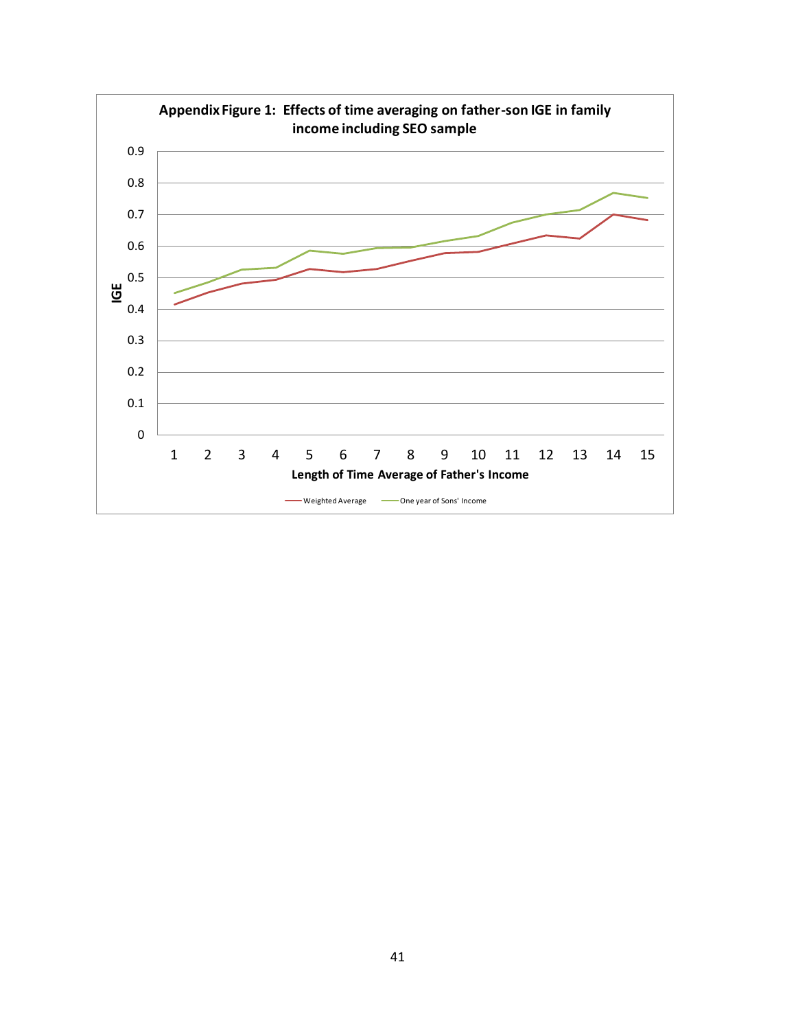**Appendix Figure 1: Effects of time averaging on father-son IGE in family income including SEO sample**

IGE

0.9
0.8
0.7
0.6
0.5
0.4
0.3
0.2
0.1
0

1 2 3 4 5 6 7 8 9 10 11 12 13 14 15

Length of Time Average of Father's Income

Weighted Average

One year of Sons' Income